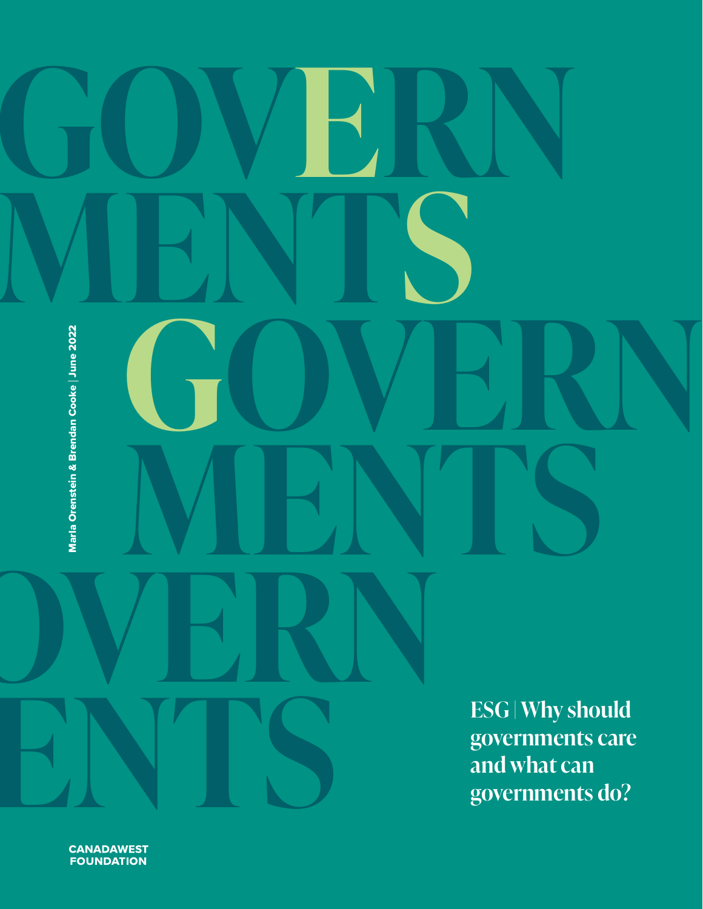# ESG | Why should governments care and what can governments do?

Marla Orenstein & Brendan Cooke | June 2022

CANADAWEST FOUNDATION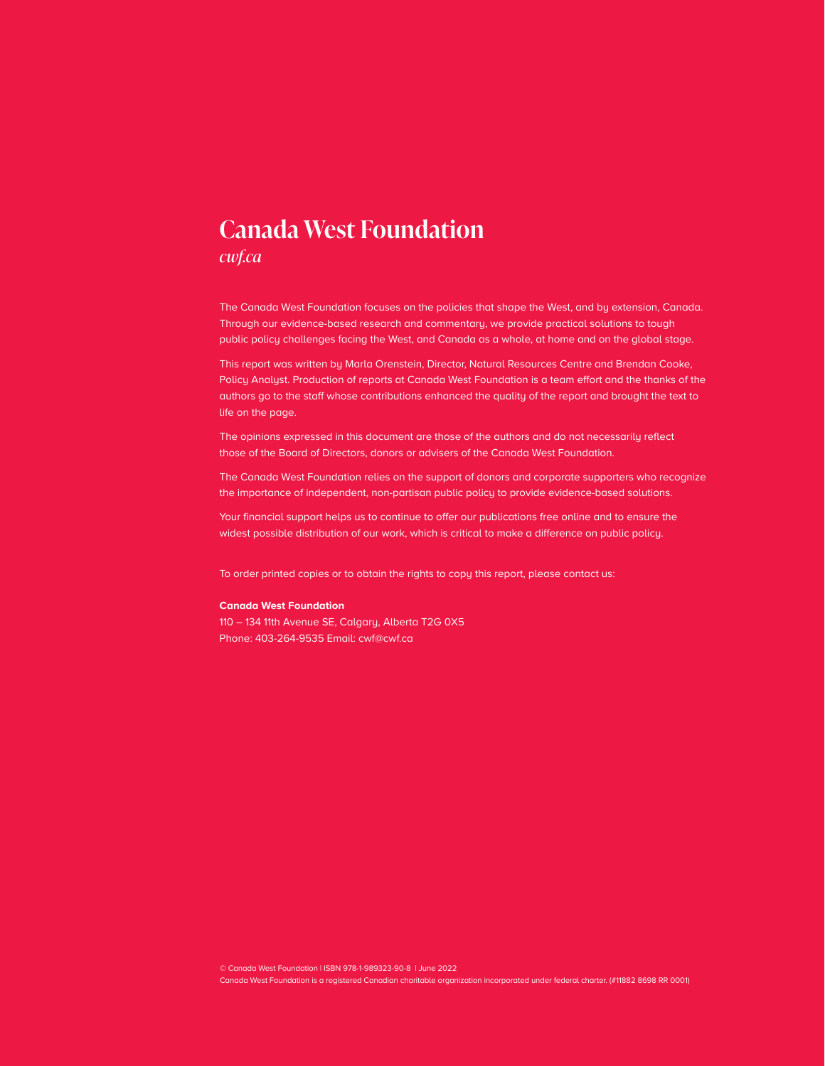# Canada West Foundation

*cwf.ca*

The Canada West Foundation focuses on the policies that shape the West, and by extension, Canada. Through our evidence-based research and commentary, we provide practical solutions to tough public policy challenges facing the West, and Canada as a whole, at home and on the global stage.

This report was written by Marla Orenstein, Director, Natural Resources Centre and Brendan Cooke, Policy Analyst. Production of reports at Canada West Foundation is a team effort and the thanks of the authors go to the staff whose contributions enhanced the quality of the report and brought the text to life on the page.

The opinions expressed in this document are those of the authors and do not necessarily reflect those of the Board of Directors, donors or advisers of the Canada West Foundation.

The Canada West Foundation relies on the support of donors and corporate supporters who recognize the importance of independent, non-partisan public policy to provide evidence-based solutions.

Your financial support helps us to continue to offer our publications free online and to ensure the widest possible distribution of our work, which is critical to make a difference on public policy.

To order printed copies or to obtain the rights to copy this report, please contact us:

**Canada West Foundation**
110 – 134 11th Avenue SE, Calgary, Alberta T2G 0X5
Phone: 403-264-9535 Email: cwf@cwf.ca

© Canada West Foundation | ISBN 978-1-989323-90-8 | June 2022
Canada West Foundation is a registered Canadian charitable organization incorporated under federal charter. (#11882 8698 RR 0001)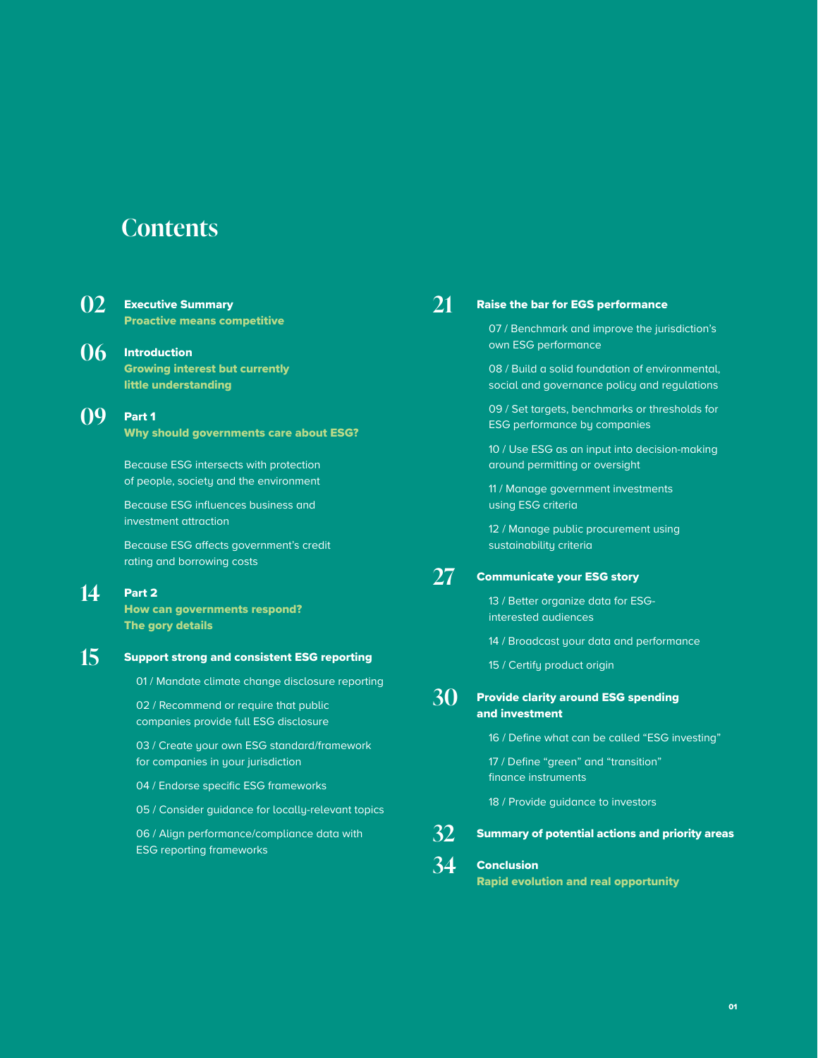# Contents

**02** **Executive Summary**
**Proactive means competitive**

**06** **Introduction**
**Growing interest but currently little understanding**

**09** **Part 1**
**Why should governments care about ESG?**

Because ESG intersects with protection of people, society and the environment

Because ESG influences business and investment attraction

Because ESG affects government's credit rating and borrowing costs

**14** **Part 2**
**How can governments respond? The gory details**

**15** **Support strong and consistent ESG reporting**

01 / Mandate climate change disclosure reporting

02 / Recommend or require that public companies provide full ESG disclosure

03 / Create your own ESG standard/framework for companies in your jurisdiction

04 / Endorse specific ESG frameworks

05 / Consider guidance for locally-relevant topics

06 / Align performance/compliance data with ESG reporting frameworks

**21** **Raise the bar for EGS performance**

07 / Benchmark and improve the jurisdiction's own ESG performance

08 / Build a solid foundation of environmental, social and governance policy and regulations

09 / Set targets, benchmarks or thresholds for ESG performance by companies

10 / Use ESG as an input into decision-making around permitting or oversight

11 / Manage government investments using ESG criteria

12 / Manage public procurement using sustainability criteria

**27** **Communicate your ESG story**

13 / Better organize data for ESG-interested audiences

14 / Broadcast your data and performance

15 / Certify product origin

**30** **Provide clarity around ESG spending and investment**

16 / Define what can be called "ESG investing"

17 / Define "green" and "transition" finance instruments

18 / Provide guidance to investors

**32** **Summary of potential actions and priority areas**

**34** **Conclusion**
**Rapid evolution and real opportunity**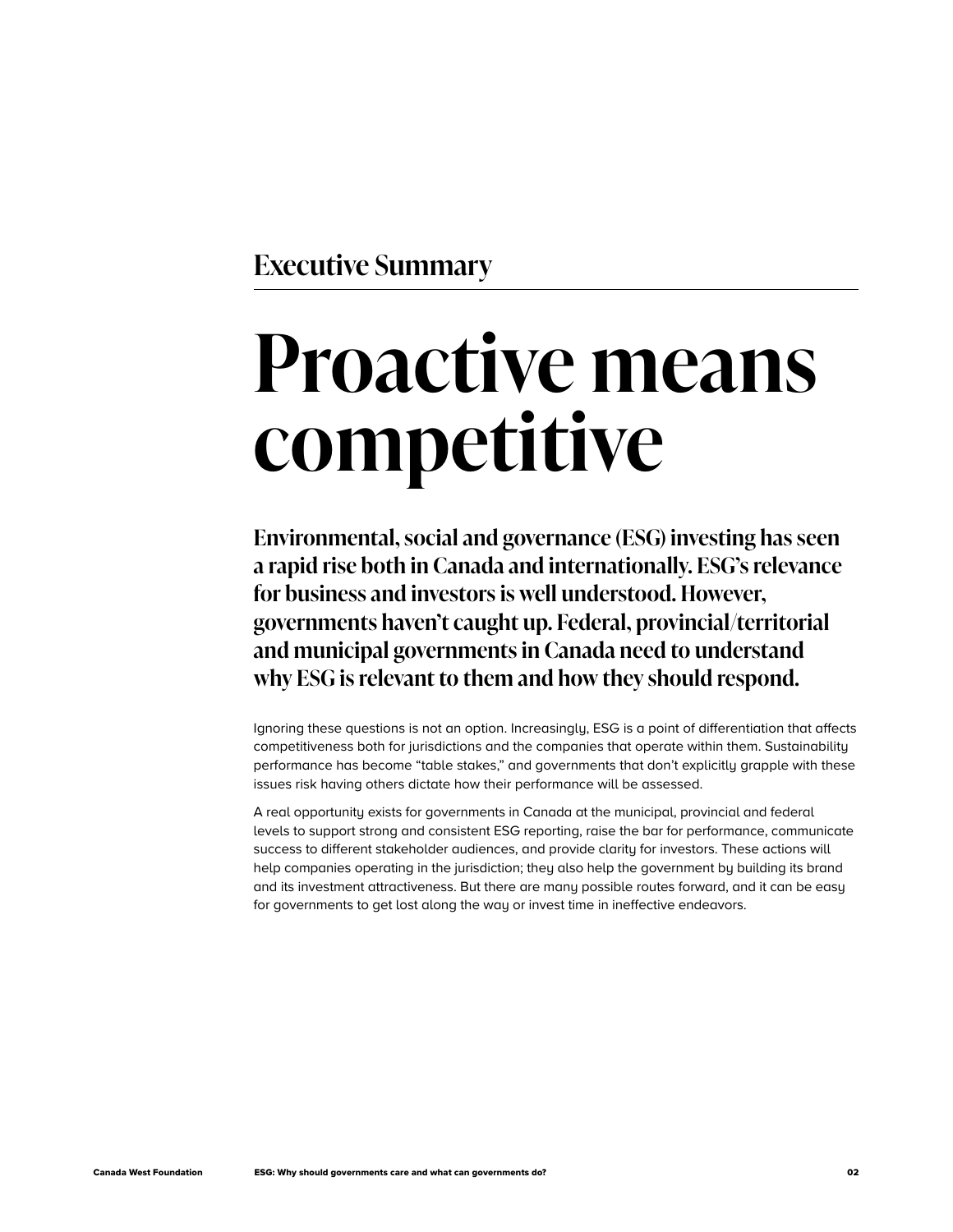## Executive Summary

# Proactive means competitive

**Environmental, social and governance (ESG) investing has seen a rapid rise both in Canada and internationally. ESG's relevance for business and investors is well understood. However, governments haven't caught up. Federal, provincial/territorial and municipal governments in Canada need to understand why ESG is relevant to them and how they should respond.**

Ignoring these questions is not an option. Increasingly, ESG is a point of differentiation that affects competitiveness both for jurisdictions and the companies that operate within them. Sustainability performance has become "table stakes," and governments that don't explicitly grapple with these issues risk having others dictate how their performance will be assessed.

A real opportunity exists for governments in Canada at the municipal, provincial and federal levels to support strong and consistent ESG reporting, raise the bar for performance, communicate success to different stakeholder audiences, and provide clarity for investors. These actions will help companies operating in the jurisdiction; they also help the government by building its brand and its investment attractiveness. But there are many possible routes forward, and it can be easy for governments to get lost along the way or invest time in ineffective endeavors.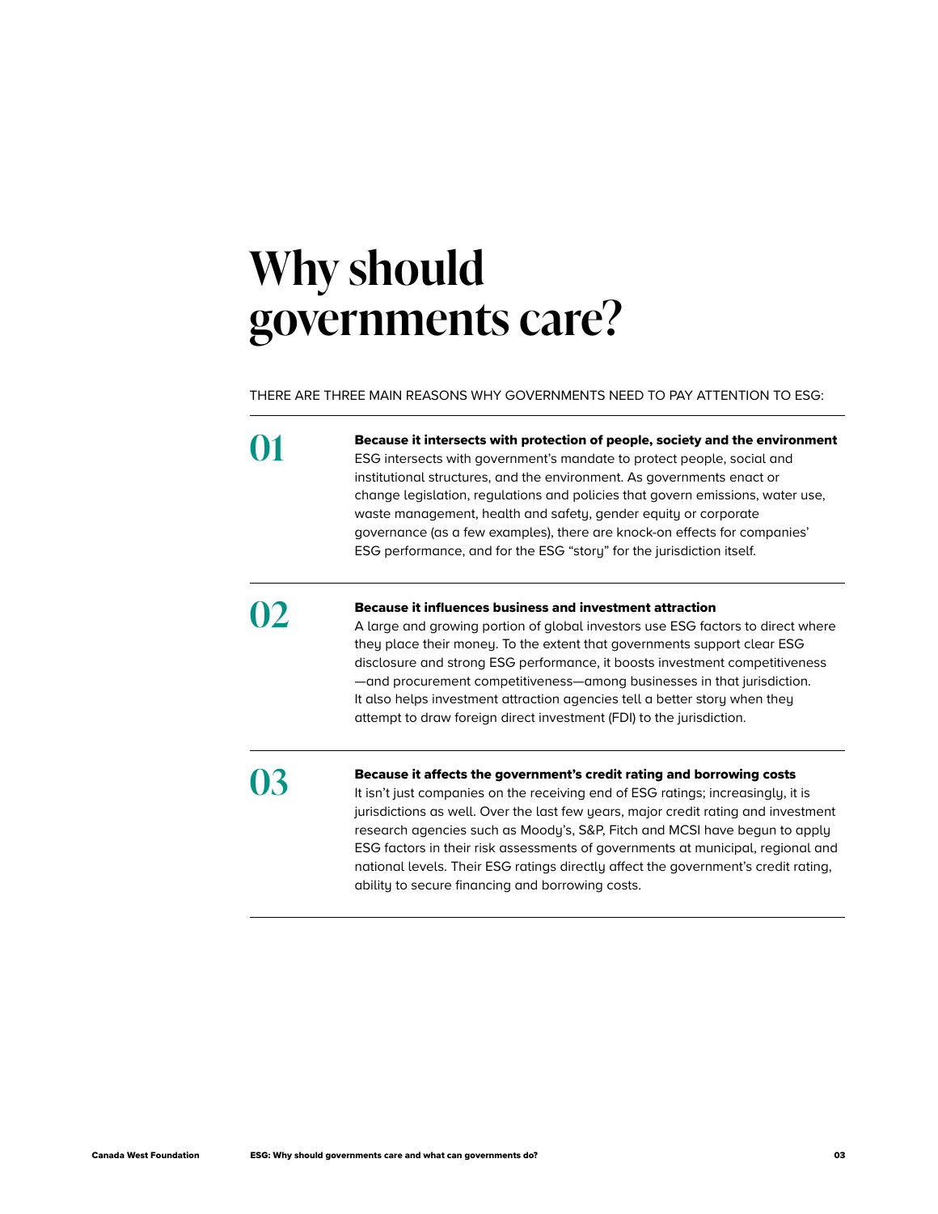# Why should governments care?

THERE ARE THREE MAIN REASONS WHY GOVERNMENTS NEED TO PAY ATTENTION TO ESG:

## 01

**Because it intersects with protection of people, society and the environment**

ESG intersects with government's mandate to protect people, social and institutional structures, and the environment. As governments enact or change legislation, regulations and policies that govern emissions, water use, waste management, health and safety, gender equity or corporate governance (as a few examples), there are knock-on effects for companies' ESG performance, and for the ESG "story" for the jurisdiction itself.

## 02

**Because it influences business and investment attraction**

A large and growing portion of global investors use ESG factors to direct where they place their money. To the extent that governments support clear ESG disclosure and strong ESG performance, it boosts investment competitiveness —and procurement competitiveness—among businesses in that jurisdiction. It also helps investment attraction agencies tell a better story when they attempt to draw foreign direct investment (FDI) to the jurisdiction.

## 03

**Because it affects the government's credit rating and borrowing costs**

It isn't just companies on the receiving end of ESG ratings; increasingly, it is jurisdictions as well. Over the last few years, major credit rating and investment research agencies such as Moody's, S&P, Fitch and MCSI have begun to apply ESG factors in their risk assessments of governments at municipal, regional and national levels. Their ESG ratings directly affect the government's credit rating, ability to secure financing and borrowing costs.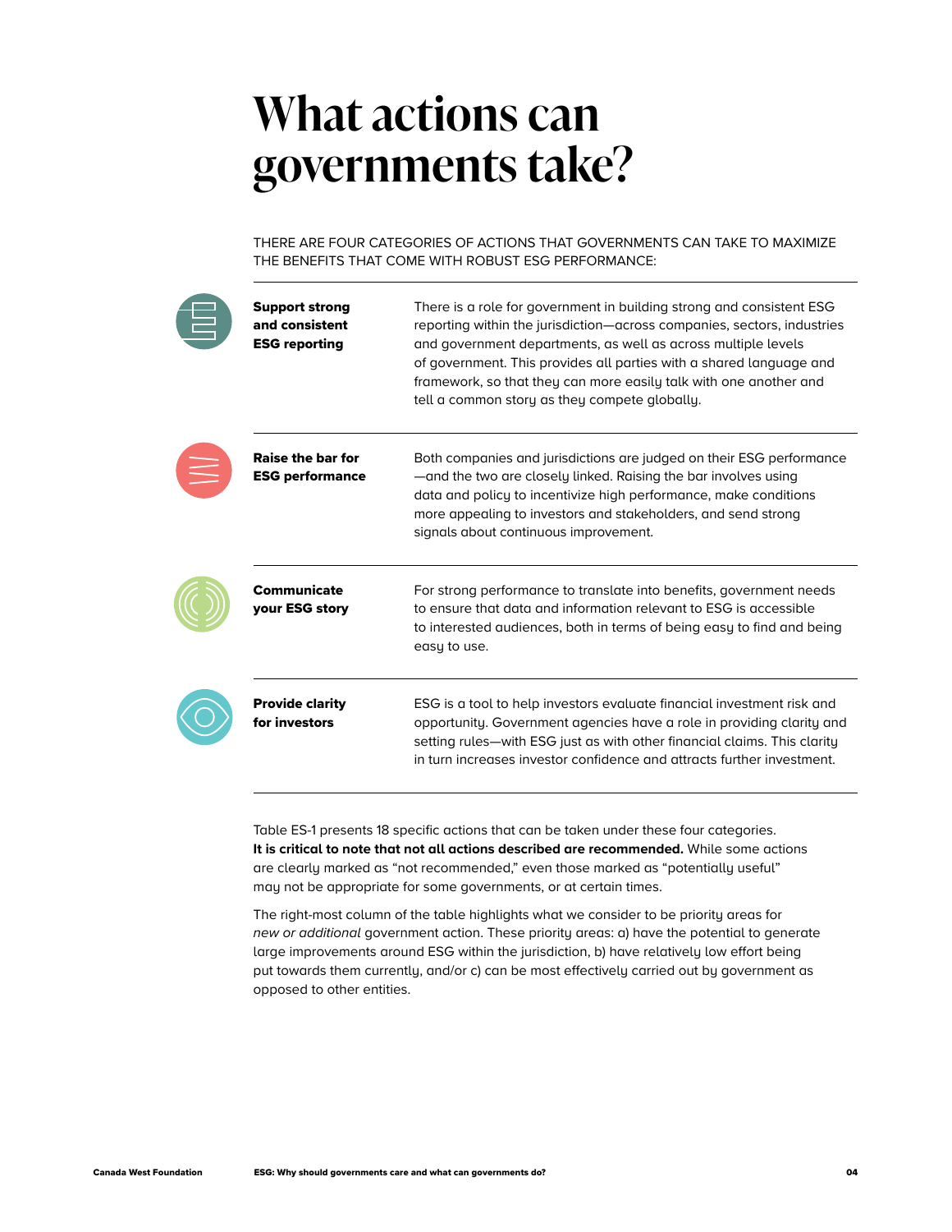# What actions can governments take?

THERE ARE FOUR CATEGORIES OF ACTIONS THAT GOVERNMENTS CAN TAKE TO MAXIMIZE THE BENEFITS THAT COME WITH ROBUST ESG PERFORMANCE:

| | |
|---|---|
| **Support strong and consistent ESG reporting** | There is a role for government in building strong and consistent ESG reporting within the jurisdiction—across companies, sectors, industries and government departments, as well as across multiple levels of government. This provides all parties with a shared language and framework, so that they can more easily talk with one another and tell a common story as they compete globally. |
| **Raise the bar for ESG performance** | Both companies and jurisdictions are judged on their ESG performance—and the two are closely linked. Raising the bar involves using data and policy to incentivize high performance, make conditions more appealing to investors and stakeholders, and send strong signals about continuous improvement. |
| **Communicate your ESG story** | For strong performance to translate into benefits, government needs to ensure that data and information relevant to ESG is accessible to interested audiences, both in terms of being easy to find and being easy to use. |
| **Provide clarity for investors** | ESG is a tool to help investors evaluate financial investment risk and opportunity. Government agencies have a role in providing clarity and setting rules—with ESG just as with other financial claims. This clarity in turn increases investor confidence and attracts further investment. |

Table ES-1 presents 18 specific actions that can be taken under these four categories. **It is critical to note that not all actions described are recommended.** While some actions are clearly marked as "not recommended," even those marked as "potentially useful" may not be appropriate for some governments, or at certain times.

The right-most column of the table highlights what we consider to be priority areas for *new or additional* government action. These priority areas: a) have the potential to generate large improvements around ESG within the jurisdiction, b) have relatively low effort being put towards them currently, and/or c) can be most effectively carried out by government as opposed to other entities.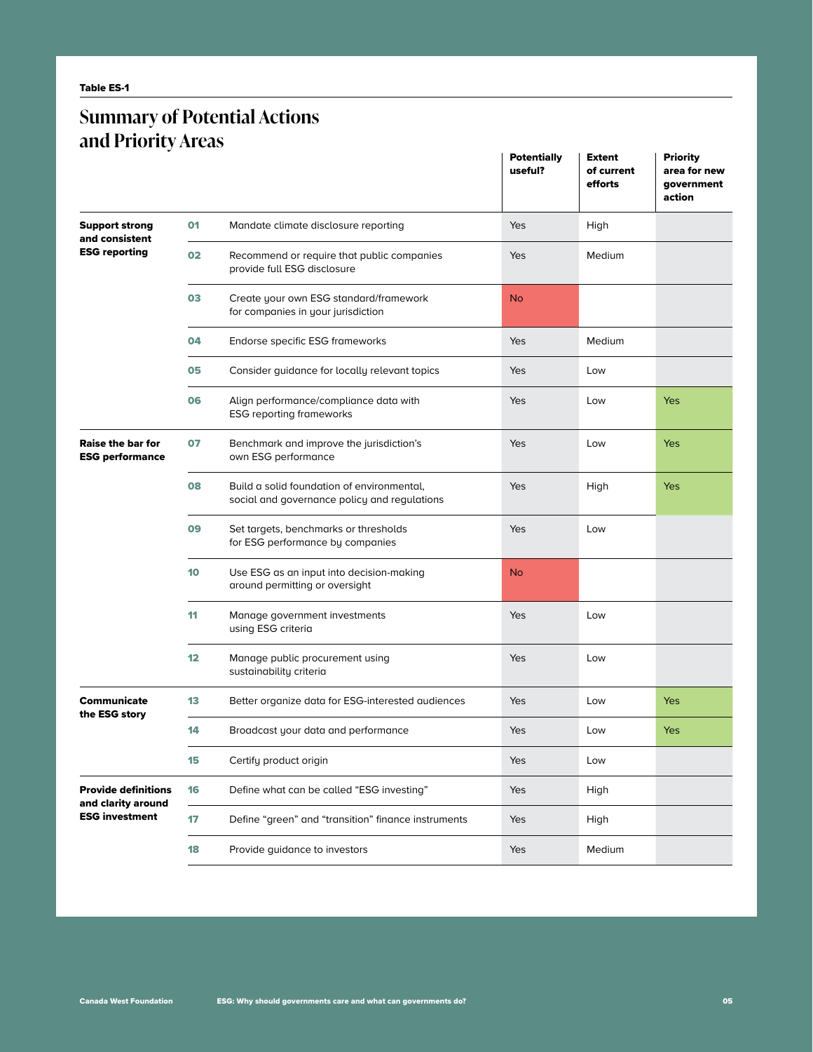**Table ES-1**

## Summary of Potential Actions and Priority Areas

| | | | Potentially useful? | Extent of current efforts | Priority area for new government action |
|---|---|---|---|---|---|
| **Support strong and consistent ESG reporting** | 01 | Mandate climate disclosure reporting | Yes | High | |
| | 02 | Recommend or require that public companies provide full ESG disclosure | Yes | Medium | |
| | 03 | Create your own ESG standard/framework for companies in your jurisdiction | No | | |
| | 04 | Endorse specific ESG frameworks | Yes | Medium | |
| | 05 | Consider guidance for locally relevant topics | Yes | Low | |
| | 06 | Align performance/compliance data with ESG reporting frameworks | Yes | Low | Yes |
| **Raise the bar for ESG performance** | 07 | Benchmark and improve the jurisdiction's own ESG performance | Yes | Low | Yes |
| | 08 | Build a solid foundation of environmental, social and governance policy and regulations | Yes | High | Yes |
| | 09 | Set targets, benchmarks or thresholds for ESG performance by companies | Yes | Low | |
| | 10 | Use ESG as an input into decision-making around permitting or oversight | No | | |
| | 11 | Manage government investments using ESG criteria | Yes | Low | |
| | 12 | Manage public procurement using sustainability criteria | Yes | Low | |
| **Communicate the ESG story** | 13 | Better organize data for ESG-interested audiences | Yes | Low | Yes |
| | 14 | Broadcast your data and performance | Yes | Low | Yes |
| | 15 | Certify product origin | Yes | Low | |
| **Provide definitions and clarity around ESG investment** | 16 | Define what can be called "ESG investing" | Yes | High | |
| | 17 | Define "green" and "transition" finance instruments | Yes | High | |
| | 18 | Provide guidance to investors | Yes | Medium | |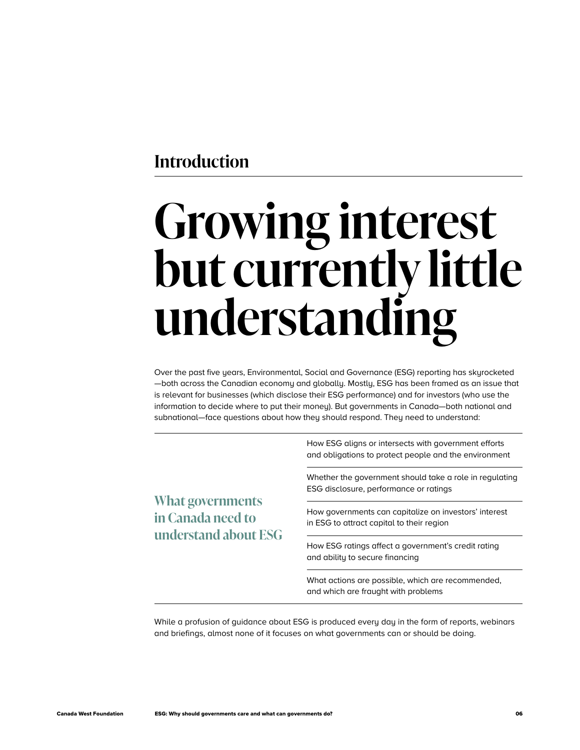## Introduction

# Growing interest but currently little understanding

Over the past five years, Environmental, Social and Governance (ESG) reporting has skyrocketed—both across the Canadian economy and globally. Mostly, ESG has been framed as an issue that is relevant for businesses (which disclose their ESG performance) and for investors (who use the information to decide where to put their money). But governments in Canada—both national and subnational—face questions about how they should respond. They need to understand:

### What governments in Canada need to understand about ESG

- How ESG aligns or intersects with government efforts and obligations to protect people and the environment
- Whether the government should take a role in regulating ESG disclosure, performance or ratings
- How governments can capitalize on investors' interest in ESG to attract capital to their region
- How ESG ratings affect a government's credit rating and ability to secure financing
- What actions are possible, which are recommended, and which are fraught with problems

While a profusion of guidance about ESG is produced every day in the form of reports, webinars and briefings, almost none of it focuses on what governments can or should be doing.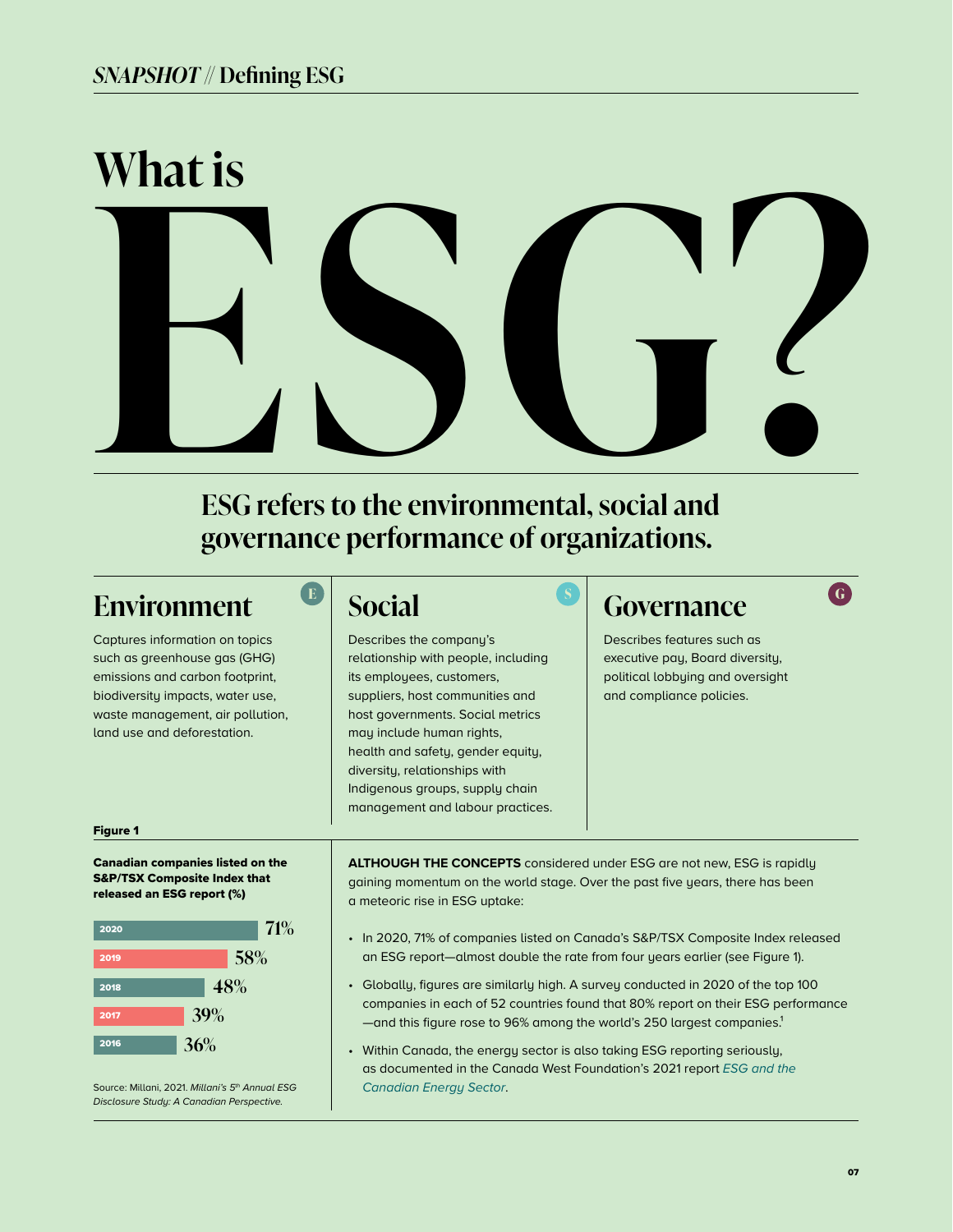*SNAPSHOT* // Defining ESG

# What is ESG?

## ESG refers to the environmental, social and governance performance of organizations.

### Environment

Captures information on topics such as greenhouse gas (GHG) emissions and carbon footprint, biodiversity impacts, water use, waste management, air pollution, land use and deforestation.

### Social

Describes the company's relationship with people, including its employees, customers, suppliers, host communities and host governments. Social metrics may include human rights, health and safety, gender equity, diversity, relationships with Indigenous groups, supply chain management and labour practices.

### Governance

Describes features such as executive pay, Board diversity, political lobbying and oversight and compliance policies.

**Figure 1**

**Canadian companies listed on the S&P/TSX Composite Index that released an ESG report (%)**

| Year | % |
|---|---|
| 2020 | 71% |
| 2019 | 58% |
| 2018 | 48% |
| 2017 | 39% |
| 2016 | 36% |

Source: Millani, 2021. *Millani's 5th Annual ESG Disclosure Study: A Canadian Perspective.*

**ALTHOUGH THE CONCEPTS** considered under ESG are not new, ESG is rapidly gaining momentum on the world stage. Over the past five years, there has been a meteoric rise in ESG uptake:

- In 2020, 71% of companies listed on Canada's S&P/TSX Composite Index released an ESG report—almost double the rate from four years earlier (see Figure 1).
- Globally, figures are similarly high. A survey conducted in 2020 of the top 100 companies in each of 52 countries found that 80% report on their ESG performance—and this figure rose to 96% among the world's 250 largest companies.[1]
- Within Canada, the energy sector is also taking ESG reporting seriously, as documented in the Canada West Foundation's 2021 report *ESG and the Canadian Energy Sector*.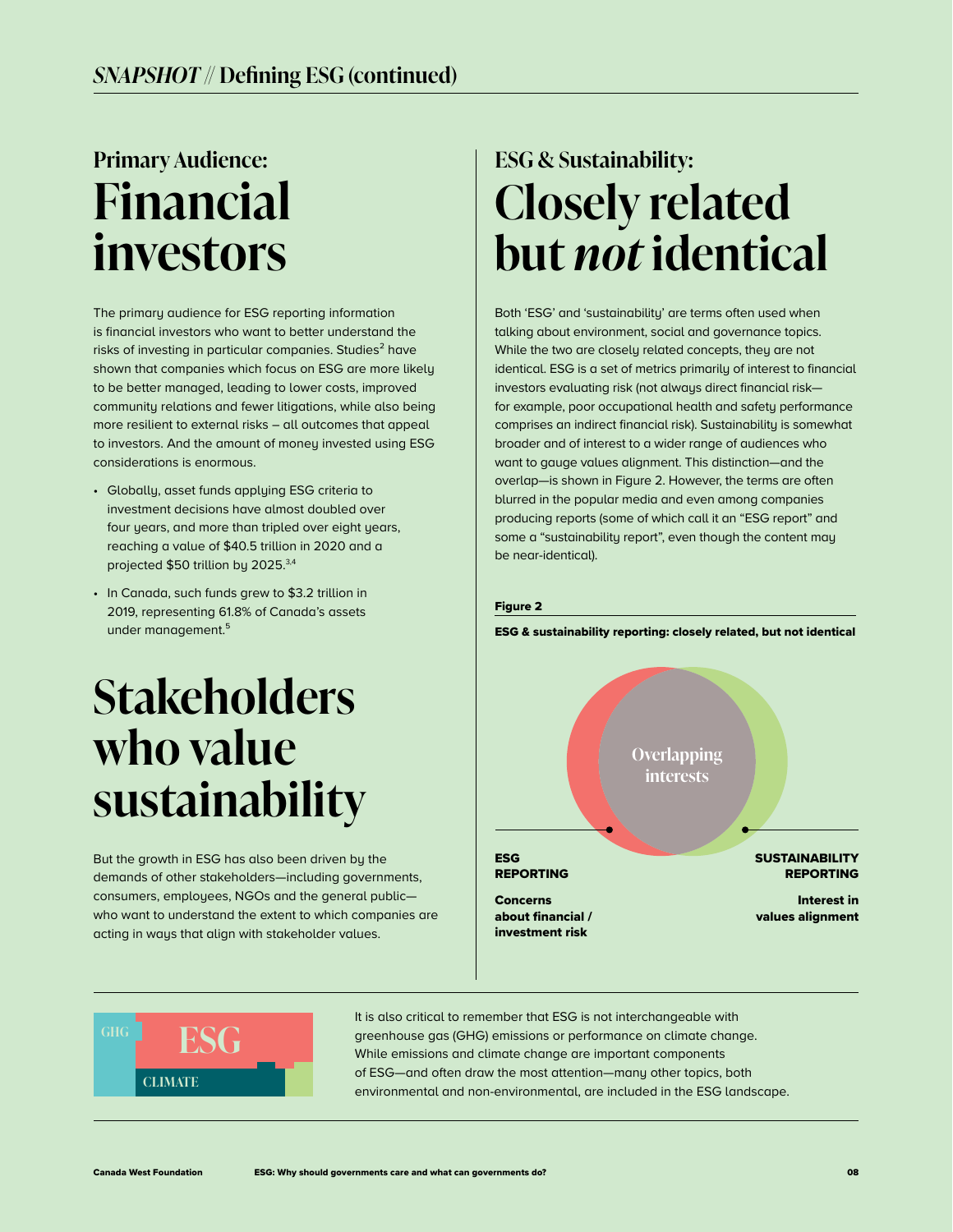## *SNAPSHOT* // Defining ESG (continued)

### Primary Audience:
# Financial investors

The primary audience for ESG reporting information is financial investors who want to better understand the risks of investing in particular companies. Studies[2] have shown that companies which focus on ESG are more likely to be better managed, leading to lower costs, improved community relations and fewer litigations, while also being more resilient to external risks – all outcomes that appeal to investors. And the amount of money invested using ESG considerations is enormous.

- Globally, asset funds applying ESG criteria to investment decisions have almost doubled over four years, and more than tripled over eight years, reaching a value of $40.5 trillion in 2020 and a projected $50 trillion by 2025.[3,4]
- In Canada, such funds grew to $3.2 trillion in 2019, representing 61.8% of Canada's assets under management.[5]

# Stakeholders who value sustainability

But the growth in ESG has also been driven by the demands of other stakeholders—including governments, consumers, employees, NGOs and the general public—who want to understand the extent to which companies are acting in ways that align with stakeholder values.

### ESG & Sustainability:
# Closely related but *not* identical

Both 'ESG' and 'sustainability' are terms often used when talking about environment, social and governance topics. While the two are closely related concepts, they are not identical. ESG is a set of metrics primarily of interest to financial investors evaluating risk (not always direct financial risk—for example, poor occupational health and safety performance comprises an indirect financial risk). Sustainability is somewhat broader and of interest to a wider range of audiences who want to gauge values alignment. This distinction—and the overlap—is shown in Figure 2. However, the terms are often blurred in the popular media and even among companies producing reports (some of which call it an "ESG report" and some a "sustainability report", even though the content may be near-identical).

**Figure 2**

**ESG & sustainability reporting: closely related, but not identical**

Overlapping interests

**ESG REPORTING**

**Concerns about financial / investment risk**

**SUSTAINABILITY REPORTING**

**Interest in values alignment**

GHG

ESG

CLIMATE

It is also critical to remember that ESG is not interchangeable with greenhouse gas (GHG) emissions or performance on climate change. While emissions and climate change are important components of ESG—and often draw the most attention—many other topics, both environmental and non-environmental, are included in the ESG landscape.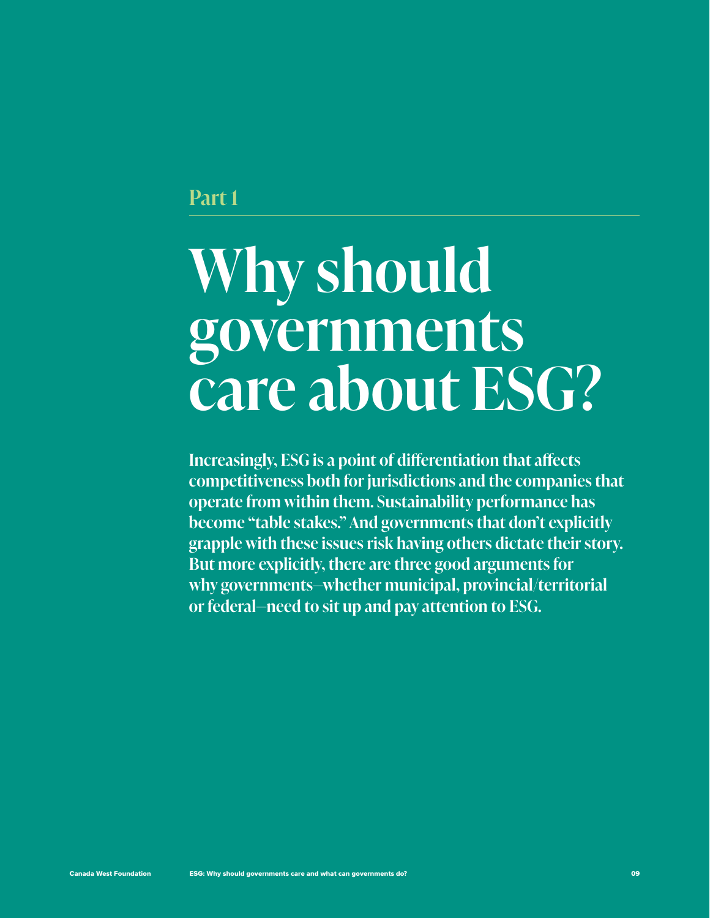## Part 1

# Why should governments care about ESG?

**Increasingly, ESG is a point of differentiation that affects competitiveness both for jurisdictions and the companies that operate from within them. Sustainability performance has become "table stakes." And governments that don't explicitly grapple with these issues risk having others dictate their story. But more explicitly, there are three good arguments for why governments—whether municipal, provincial/territorial or federal—need to sit up and pay attention to ESG.**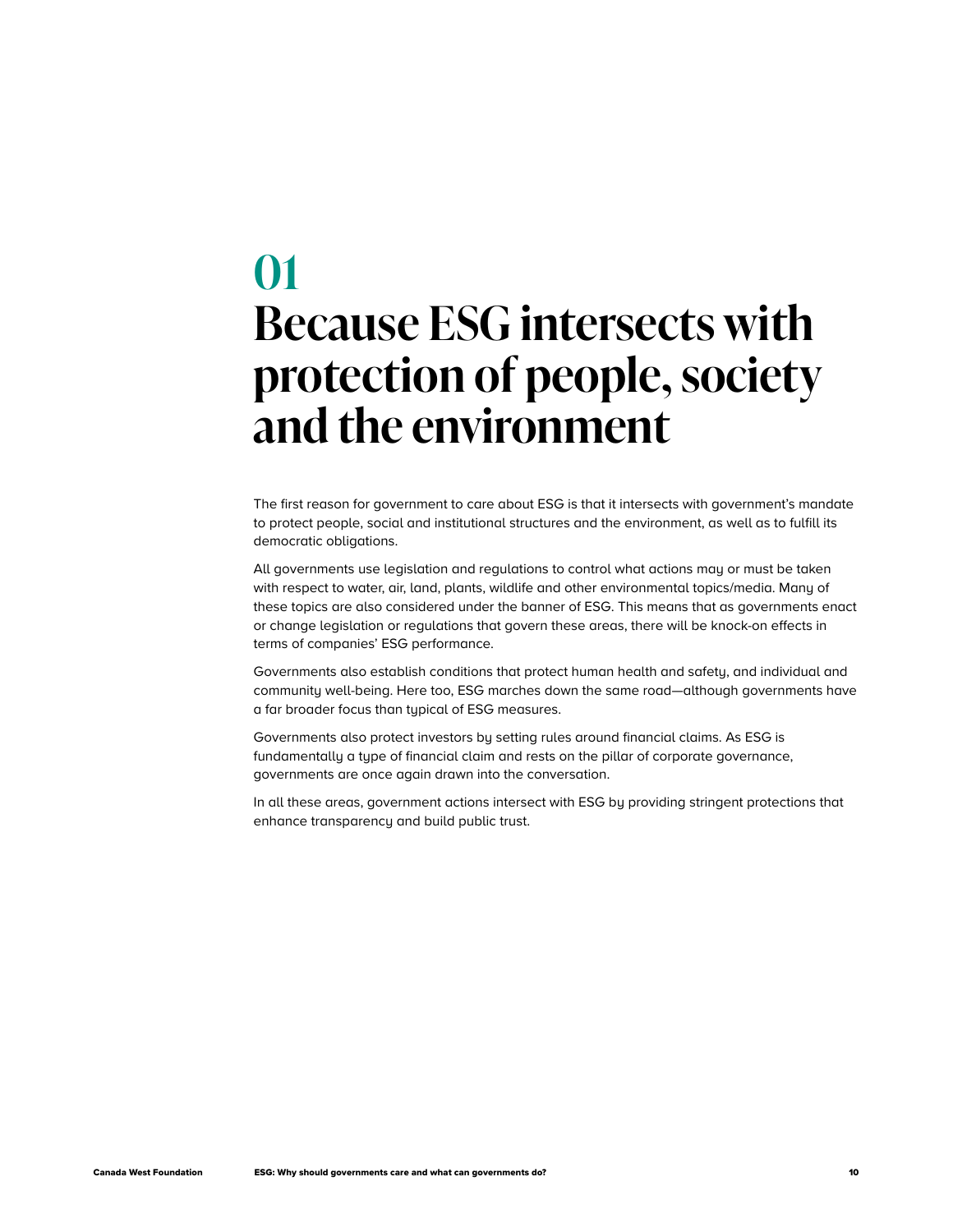# 01
# Because ESG intersects with protection of people, society and the environment

The first reason for government to care about ESG is that it intersects with government's mandate to protect people, social and institutional structures and the environment, as well as to fulfill its democratic obligations.

All governments use legislation and regulations to control what actions may or must be taken with respect to water, air, land, plants, wildlife and other environmental topics/media. Many of these topics are also considered under the banner of ESG. This means that as governments enact or change legislation or regulations that govern these areas, there will be knock-on effects in terms of companies' ESG performance.

Governments also establish conditions that protect human health and safety, and individual and community well-being. Here too, ESG marches down the same road—although governments have a far broader focus than typical of ESG measures.

Governments also protect investors by setting rules around financial claims. As ESG is fundamentally a type of financial claim and rests on the pillar of corporate governance, governments are once again drawn into the conversation.

In all these areas, government actions intersect with ESG by providing stringent protections that enhance transparency and build public trust.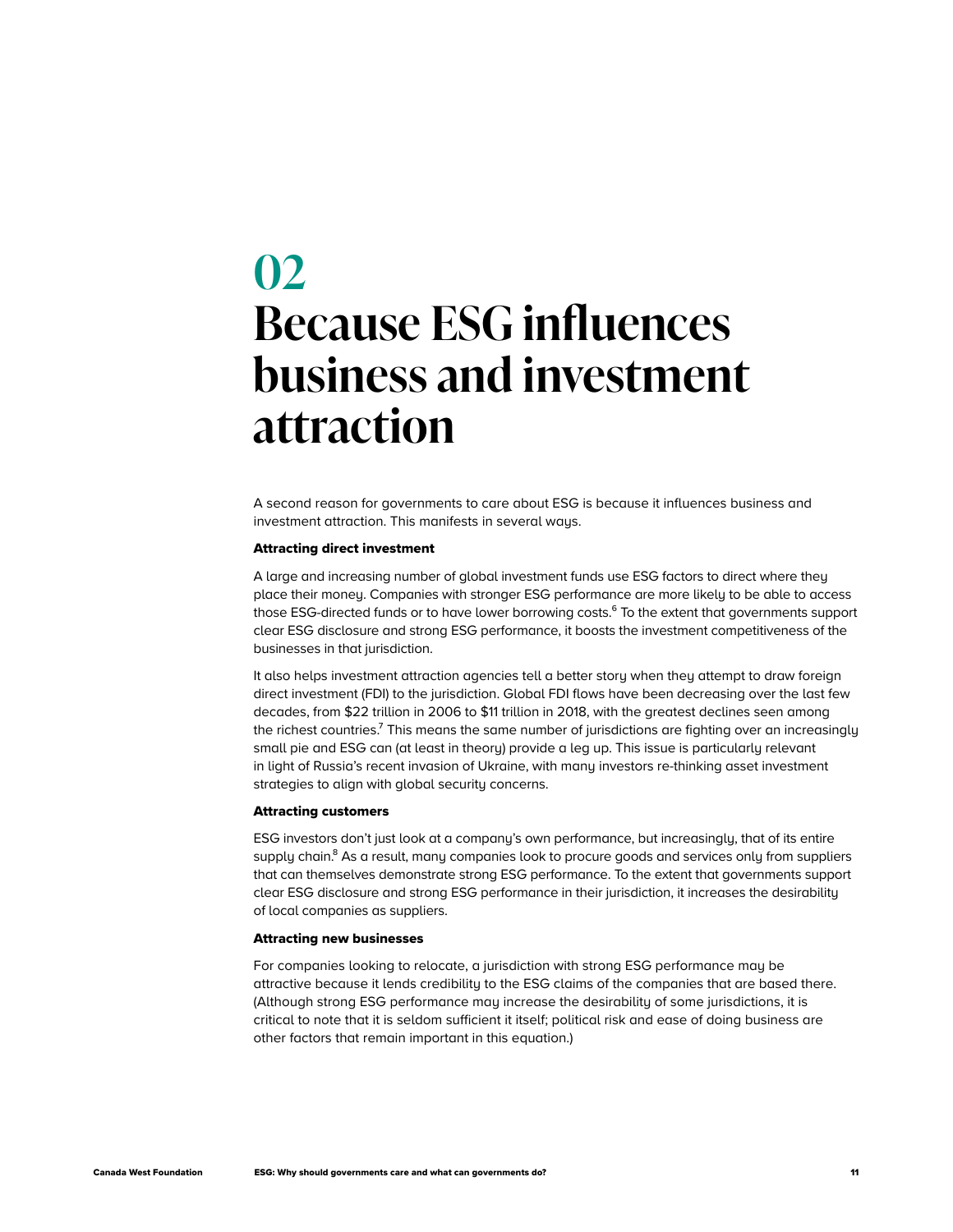# 02 Because ESG influences business and investment attraction

A second reason for governments to care about ESG is because it influences business and investment attraction. This manifests in several ways.

**Attracting direct investment**

A large and increasing number of global investment funds use ESG factors to direct where they place their money. Companies with stronger ESG performance are more likely to be able to access those ESG-directed funds or to have lower borrowing costs.[6] To the extent that governments support clear ESG disclosure and strong ESG performance, it boosts the investment competitiveness of the businesses in that jurisdiction.

It also helps investment attraction agencies tell a better story when they attempt to draw foreign direct investment (FDI) to the jurisdiction. Global FDI flows have been decreasing over the last few decades, from $22 trillion in 2006 to $11 trillion in 2018, with the greatest declines seen among the richest countries.[7] This means the same number of jurisdictions are fighting over an increasingly small pie and ESG can (at least in theory) provide a leg up. This issue is particularly relevant in light of Russia's recent invasion of Ukraine, with many investors re-thinking asset investment strategies to align with global security concerns.

**Attracting customers**

ESG investors don't just look at a company's own performance, but increasingly, that of its entire supply chain.[8] As a result, many companies look to procure goods and services only from suppliers that can themselves demonstrate strong ESG performance. To the extent that governments support clear ESG disclosure and strong ESG performance in their jurisdiction, it increases the desirability of local companies as suppliers.

**Attracting new businesses**

For companies looking to relocate, a jurisdiction with strong ESG performance may be attractive because it lends credibility to the ESG claims of the companies that are based there. (Although strong ESG performance may increase the desirability of some jurisdictions, it is critical to note that it is seldom sufficient it itself; political risk and ease of doing business are other factors that remain important in this equation.)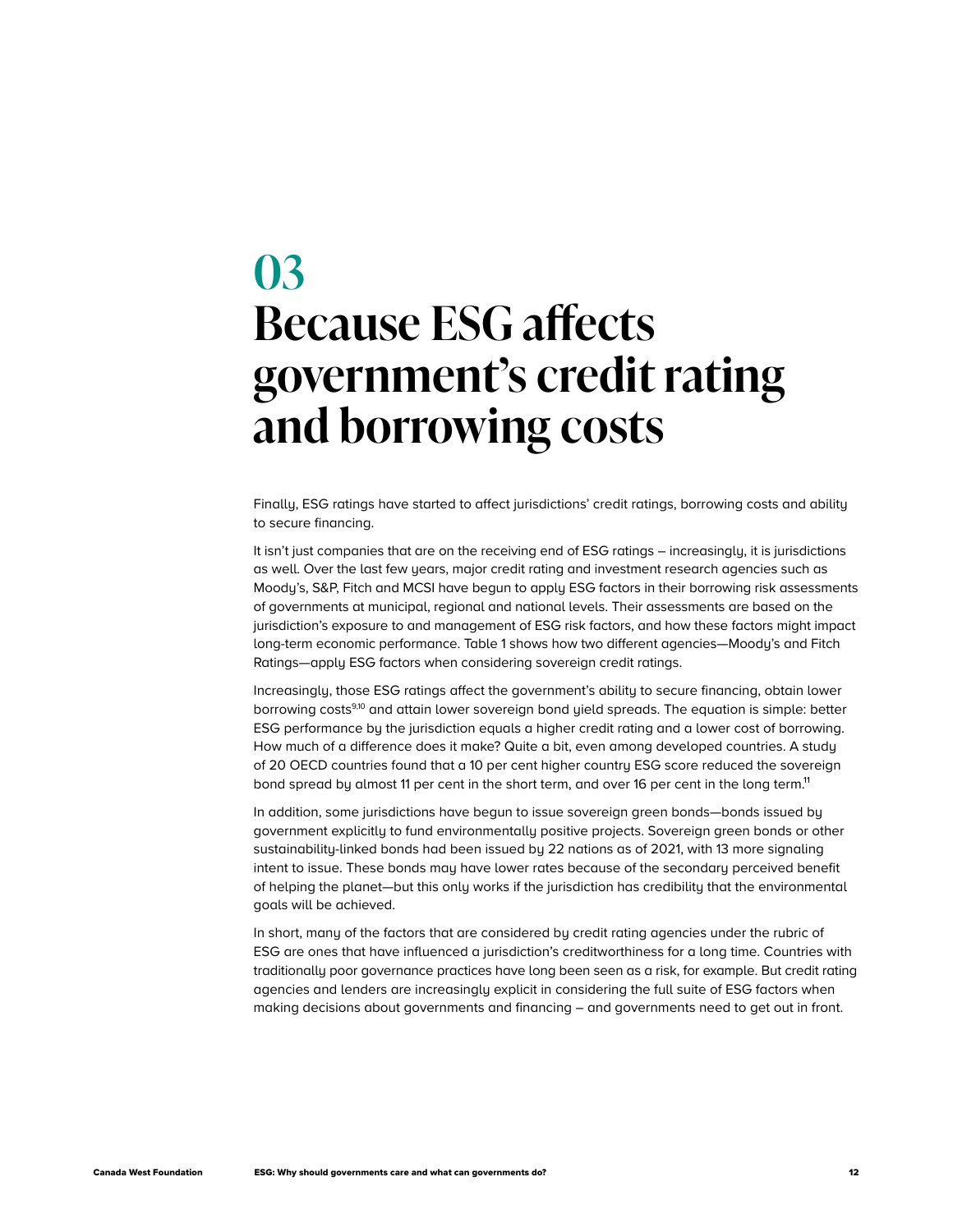# 03 Because ESG affects government's credit rating and borrowing costs

Finally, ESG ratings have started to affect jurisdictions' credit ratings, borrowing costs and ability to secure financing.

It isn't just companies that are on the receiving end of ESG ratings – increasingly, it is jurisdictions as well. Over the last few years, major credit rating and investment research agencies such as Moody's, S&P, Fitch and MCSI have begun to apply ESG factors in their borrowing risk assessments of governments at municipal, regional and national levels. Their assessments are based on the jurisdiction's exposure to and management of ESG risk factors, and how these factors might impact long-term economic performance. Table 1 shows how two different agencies—Moody's and Fitch Ratings—apply ESG factors when considering sovereign credit ratings.

Increasingly, those ESG ratings affect the government's ability to secure financing, obtain lower borrowing costs[9,10] and attain lower sovereign bond yield spreads. The equation is simple: better ESG performance by the jurisdiction equals a higher credit rating and a lower cost of borrowing. How much of a difference does it make? Quite a bit, even among developed countries. A study of 20 OECD countries found that a 10 per cent higher country ESG score reduced the sovereign bond spread by almost 11 per cent in the short term, and over 16 per cent in the long term.[11]

In addition, some jurisdictions have begun to issue sovereign green bonds—bonds issued by government explicitly to fund environmentally positive projects. Sovereign green bonds or other sustainability-linked bonds had been issued by 22 nations as of 2021, with 13 more signaling intent to issue. These bonds may have lower rates because of the secondary perceived benefit of helping the planet—but this only works if the jurisdiction has credibility that the environmental goals will be achieved.

In short, many of the factors that are considered by credit rating agencies under the rubric of ESG are ones that have influenced a jurisdiction's creditworthiness for a long time. Countries with traditionally poor governance practices have long been seen as a risk, for example. But credit rating agencies and lenders are increasingly explicit in considering the full suite of ESG factors when making decisions about governments and financing – and governments need to get out in front.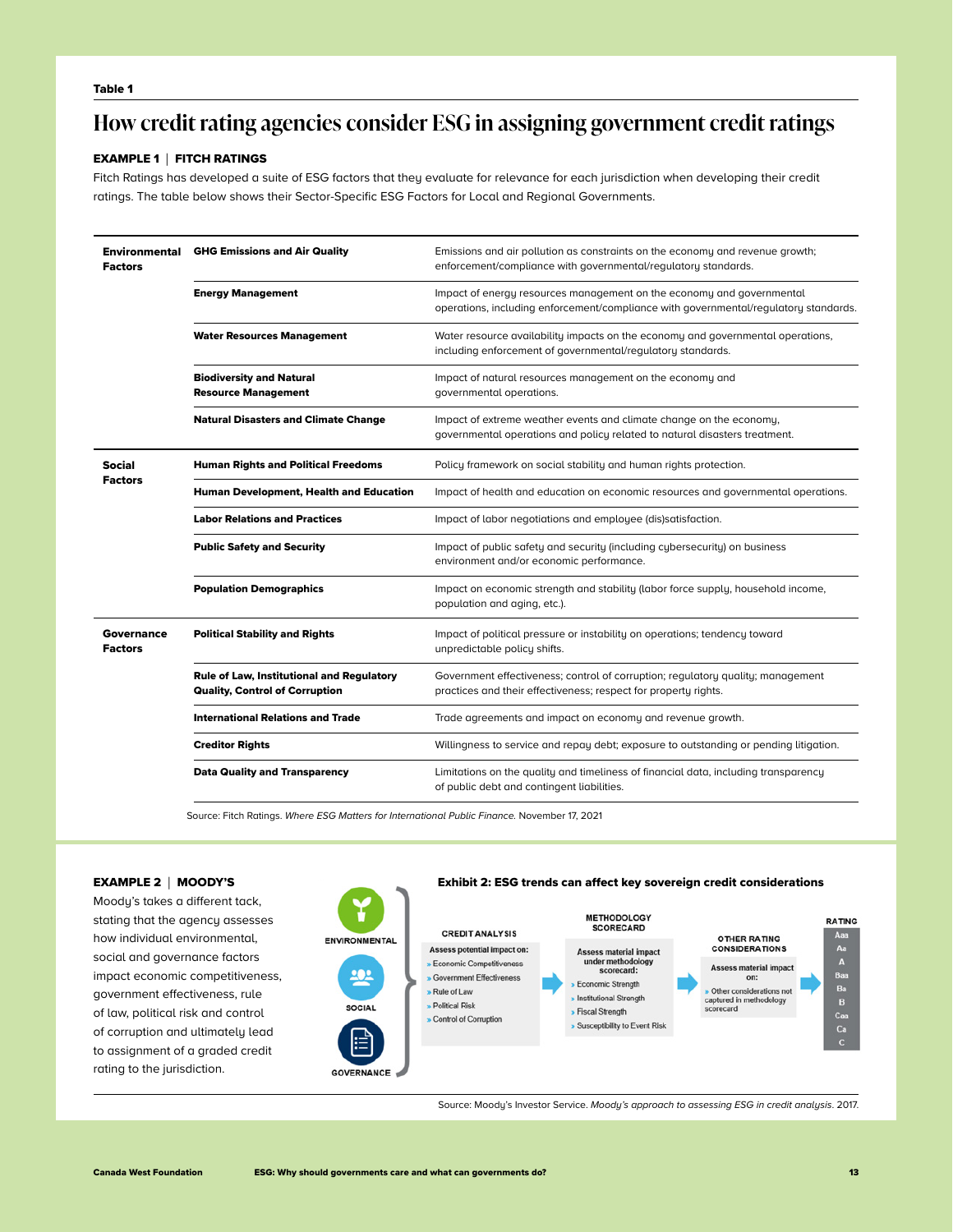Table 1

# How credit rating agencies consider ESG in assigning government credit ratings

**EXAMPLE 1 | FITCH RATINGS**

Fitch Ratings has developed a suite of ESG factors that they evaluate for relevance for each jurisdiction when developing their credit ratings. The table below shows their Sector-Specific ESG Factors for Local and Regional Governments.

| | | |
|---|---|---|
| **Environmental Factors** | **GHG Emissions and Air Quality** | Emissions and air pollution as constraints on the economy and revenue growth; enforcement/compliance with governmental/regulatory standards. |
| | **Energy Management** | Impact of energy resources management on the economy and governmental operations, including enforcement/compliance with governmental/regulatory standards. |
| | **Water Resources Management** | Water resource availability impacts on the economy and governmental operations, including enforcement of governmental/regulatory standards. |
| | **Biodiversity and Natural Resource Management** | Impact of natural resources management on the economy and governmental operations. |
| | **Natural Disasters and Climate Change** | Impact of extreme weather events and climate change on the economy, governmental operations and policy related to natural disasters treatment. |
| **Social Factors** | **Human Rights and Political Freedoms** | Policy framework on social stability and human rights protection. |
| | **Human Development, Health and Education** | Impact of health and education on economic resources and governmental operations. |
| | **Labor Relations and Practices** | Impact of labor negotiations and employee (dis)satisfaction. |
| | **Public Safety and Security** | Impact of public safety and security (including cybersecurity) on business environment and/or economic performance. |
| | **Population Demographics** | Impact on economic strength and stability (labor force supply, household income, population and aging, etc.). |
| **Governance Factors** | **Political Stability and Rights** | Impact of political pressure or instability on operations; tendency toward unpredictable policy shifts. |
| | **Rule of Law, Institutional and Regulatory Quality, Control of Corruption** | Government effectiveness; control of corruption; regulatory quality; management practices and their effectiveness; respect for property rights. |
| | **International Relations and Trade** | Trade agreements and impact on economy and revenue growth. |
| | **Creditor Rights** | Willingness to service and repay debt; exposure to outstanding or pending litigation. |
| | **Data Quality and Transparency** | Limitations on the quality and timeliness of financial data, including transparency of public debt and contingent liabilities. |

Source: Fitch Ratings. *Where ESG Matters for International Public Finance.* November 17, 2021

**EXAMPLE 2 | MOODY'S**

Moody's takes a different tack, stating that the agency assesses how individual environmental, social and governance factors impact economic competitiveness, government effectiveness, rule of law, political risk and control of corruption and ultimately lead to assignment of a graded credit rating to the jurisdiction.

**Exhibit 2: ESG trends can affect key sovereign credit considerations**

ENVIRONMENTAL / SOCIAL / GOVERNANCE →

| CREDIT ANALYSIS | METHODOLOGY SCORECARD | OTHER RATING CONSIDERATIONS | RATING |
|---|---|---|---|
| **Assess potential impact on:** » Economic Competitiveness » Government Effectiveness » Rule of Law » Political Risk » Control of Corruption | **Assess material impact under methodology scorecard:** » Economic Strength » Institutional Strength » Fiscal Strength » Susceptibility to Event Risk | **Assess material impact on:** » Other considerations not captured in methodology scorecard | Aaa, Aa, A, Baa, Ba, B, Caa, Ca, C |

Source: Moody's Investor Service. *Moody's approach to assessing ESG in credit analysis.* 2017.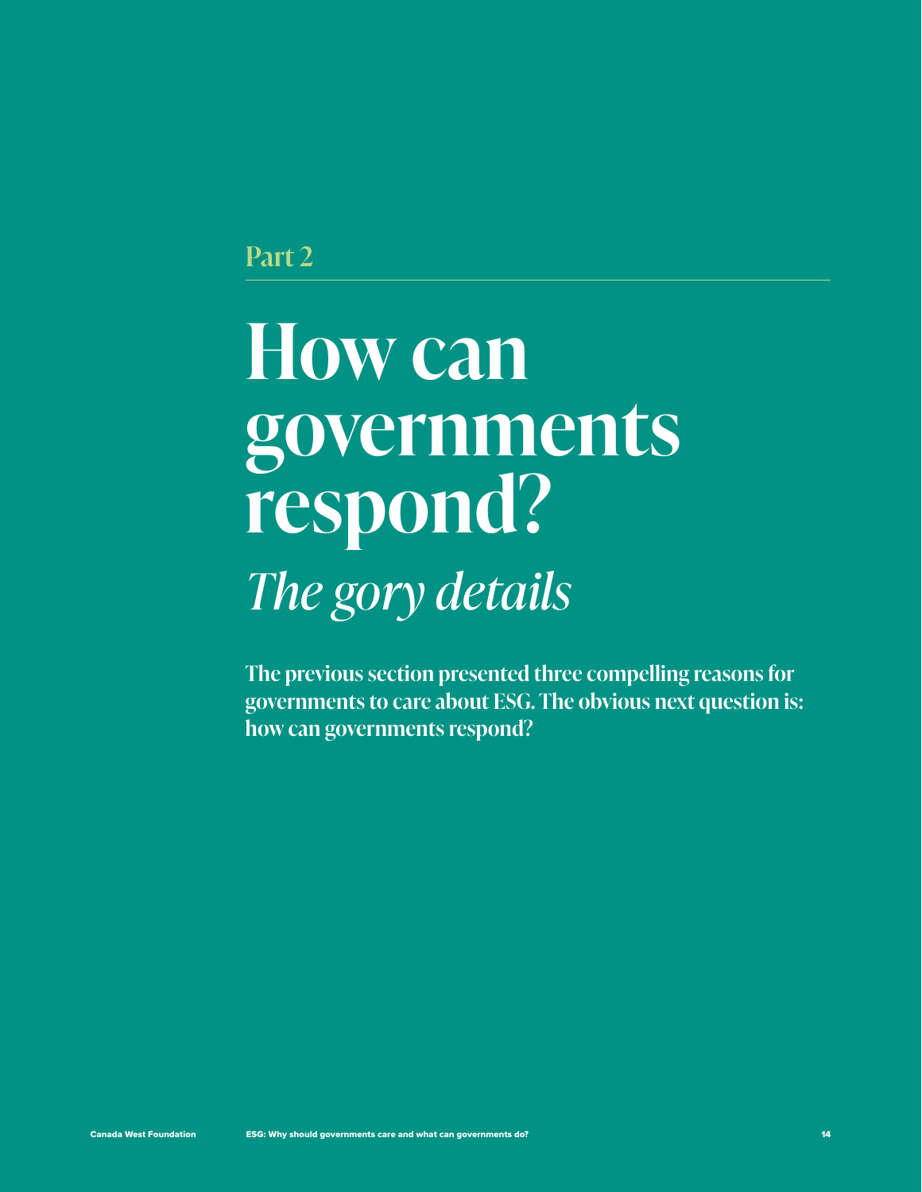Part 2

# How can governments respond?

*The gory details*

**The previous section presented three compelling reasons for governments to care about ESG. The obvious next question is: how can governments respond?**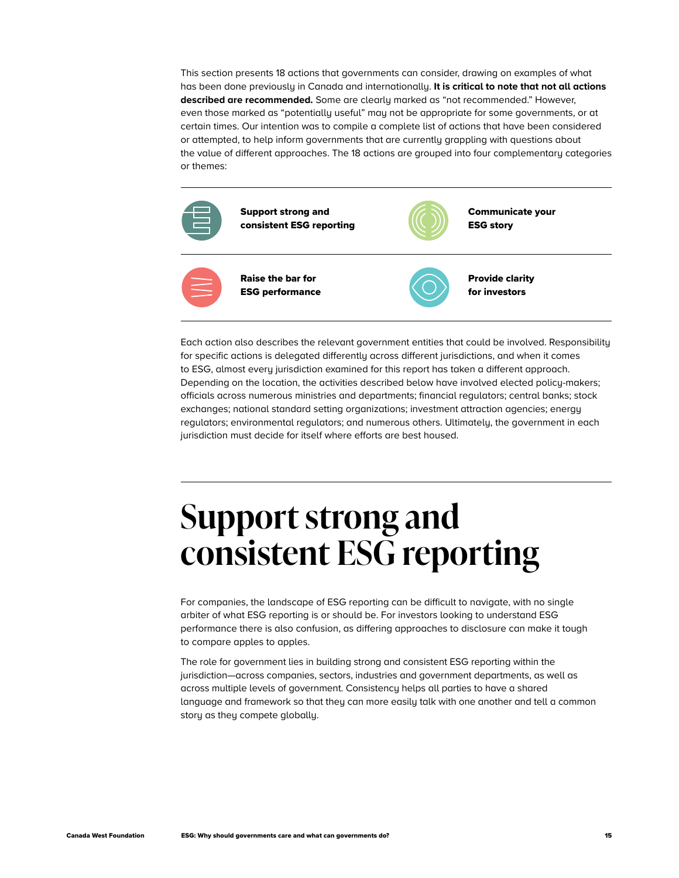This section presents 18 actions that governments can consider, drawing on examples of what has been done previously in Canada and internationally. **It is critical to note that not all actions described are recommended.** Some are clearly marked as "not recommended." However, even those marked as "potentially useful" may not be appropriate for some governments, or at certain times. Our intention was to compile a complete list of actions that have been considered or attempted, to help inform governments that are currently grappling with questions about the value of different approaches. The 18 actions are grouped into four complementary categories or themes:

- **Support strong and consistent ESG reporting**
- **Communicate your ESG story**
- **Raise the bar for ESG performance**
- **Provide clarity for investors**

Each action also describes the relevant government entities that could be involved. Responsibility for specific actions is delegated differently across different jurisdictions, and when it comes to ESG, almost every jurisdiction examined for this report has taken a different approach. Depending on the location, the activities described below have involved elected policy-makers; officials across numerous ministries and departments; financial regulators; central banks; stock exchanges; national standard setting organizations; investment attraction agencies; energy regulators; environmental regulators; and numerous others. Ultimately, the government in each jurisdiction must decide for itself where efforts are best housed.

# Support strong and consistent ESG reporting

For companies, the landscape of ESG reporting can be difficult to navigate, with no single arbiter of what ESG reporting is or should be. For investors looking to understand ESG performance there is also confusion, as differing approaches to disclosure can make it tough to compare apples to apples.

The role for government lies in building strong and consistent ESG reporting within the jurisdiction—across companies, sectors, industries and government departments, as well as across multiple levels of government. Consistency helps all parties to have a shared language and framework so that they can more easily talk with one another and tell a common story as they compete globally.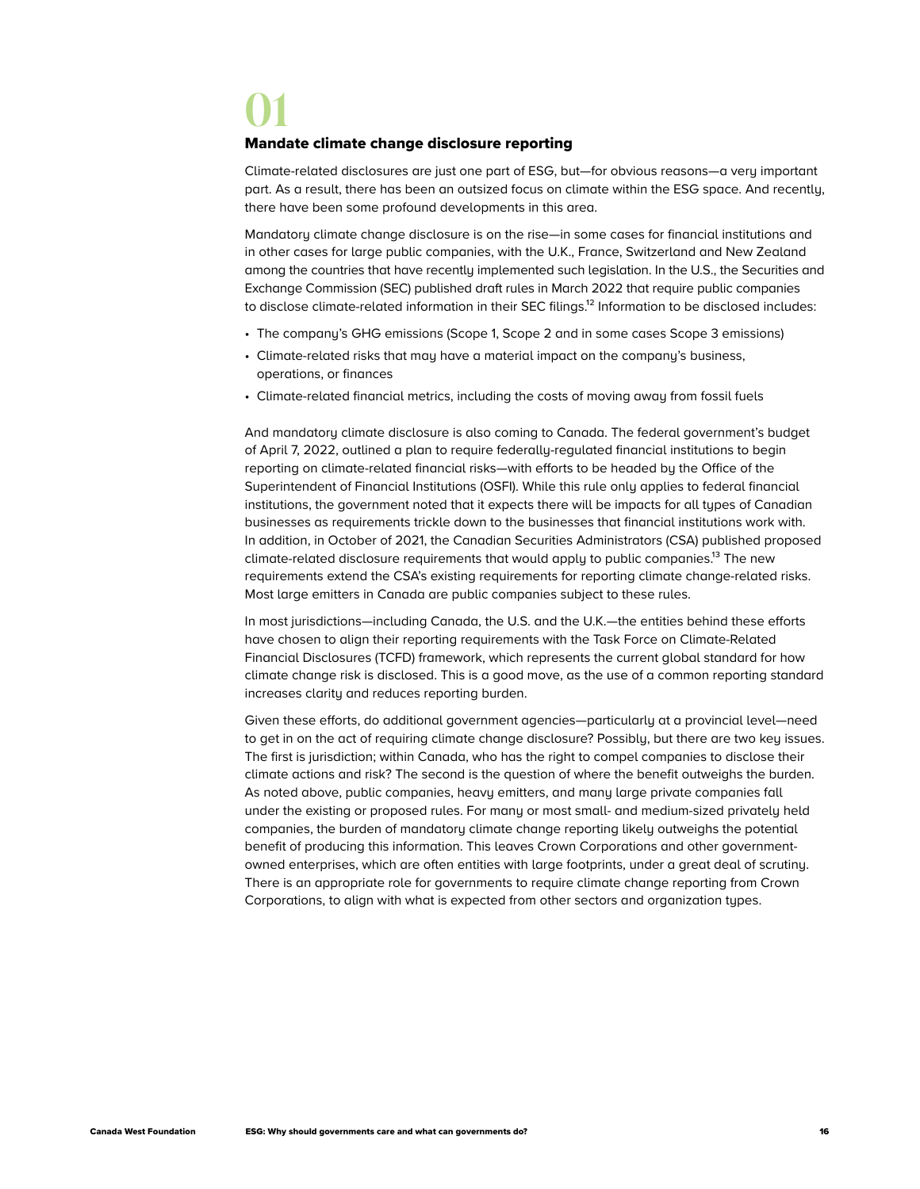# 01

## Mandate climate change disclosure reporting

Climate-related disclosures are just one part of ESG, but—for obvious reasons—a very important part. As a result, there has been an outsized focus on climate within the ESG space. And recently, there have been some profound developments in this area.

Mandatory climate change disclosure is on the rise—in some cases for financial institutions and in other cases for large public companies, with the U.K., France, Switzerland and New Zealand among the countries that have recently implemented such legislation. In the U.S., the Securities and Exchange Commission (SEC) published draft rules in March 2022 that require public companies to disclose climate-related information in their SEC filings.[12] Information to be disclosed includes:

- The company's GHG emissions (Scope 1, Scope 2 and in some cases Scope 3 emissions)
- Climate-related risks that may have a material impact on the company's business, operations, or finances
- Climate-related financial metrics, including the costs of moving away from fossil fuels

And mandatory climate disclosure is also coming to Canada. The federal government's budget of April 7, 2022, outlined a plan to require federally-regulated financial institutions to begin reporting on climate-related financial risks—with efforts to be headed by the Office of the Superintendent of Financial Institutions (OSFI). While this rule only applies to federal financial institutions, the government noted that it expects there will be impacts for all types of Canadian businesses as requirements trickle down to the businesses that financial institutions work with. In addition, in October of 2021, the Canadian Securities Administrators (CSA) published proposed climate-related disclosure requirements that would apply to public companies.[13] The new requirements extend the CSA's existing requirements for reporting climate change-related risks. Most large emitters in Canada are public companies subject to these rules.

In most jurisdictions—including Canada, the U.S. and the U.K.—the entities behind these efforts have chosen to align their reporting requirements with the Task Force on Climate-Related Financial Disclosures (TCFD) framework, which represents the current global standard for how climate change risk is disclosed. This is a good move, as the use of a common reporting standard increases clarity and reduces reporting burden.

Given these efforts, do additional government agencies—particularly at a provincial level—need to get in on the act of requiring climate change disclosure? Possibly, but there are two key issues. The first is jurisdiction; within Canada, who has the right to compel companies to disclose their climate actions and risk? The second is the question of where the benefit outweighs the burden. As noted above, public companies, heavy emitters, and many large private companies fall under the existing or proposed rules. For many or most small- and medium-sized privately held companies, the burden of mandatory climate change reporting likely outweighs the potential benefit of producing this information. This leaves Crown Corporations and other government-owned enterprises, which are often entities with large footprints, under a great deal of scrutiny. There is an appropriate role for governments to require climate change reporting from Crown Corporations, to align with what is expected from other sectors and organization types.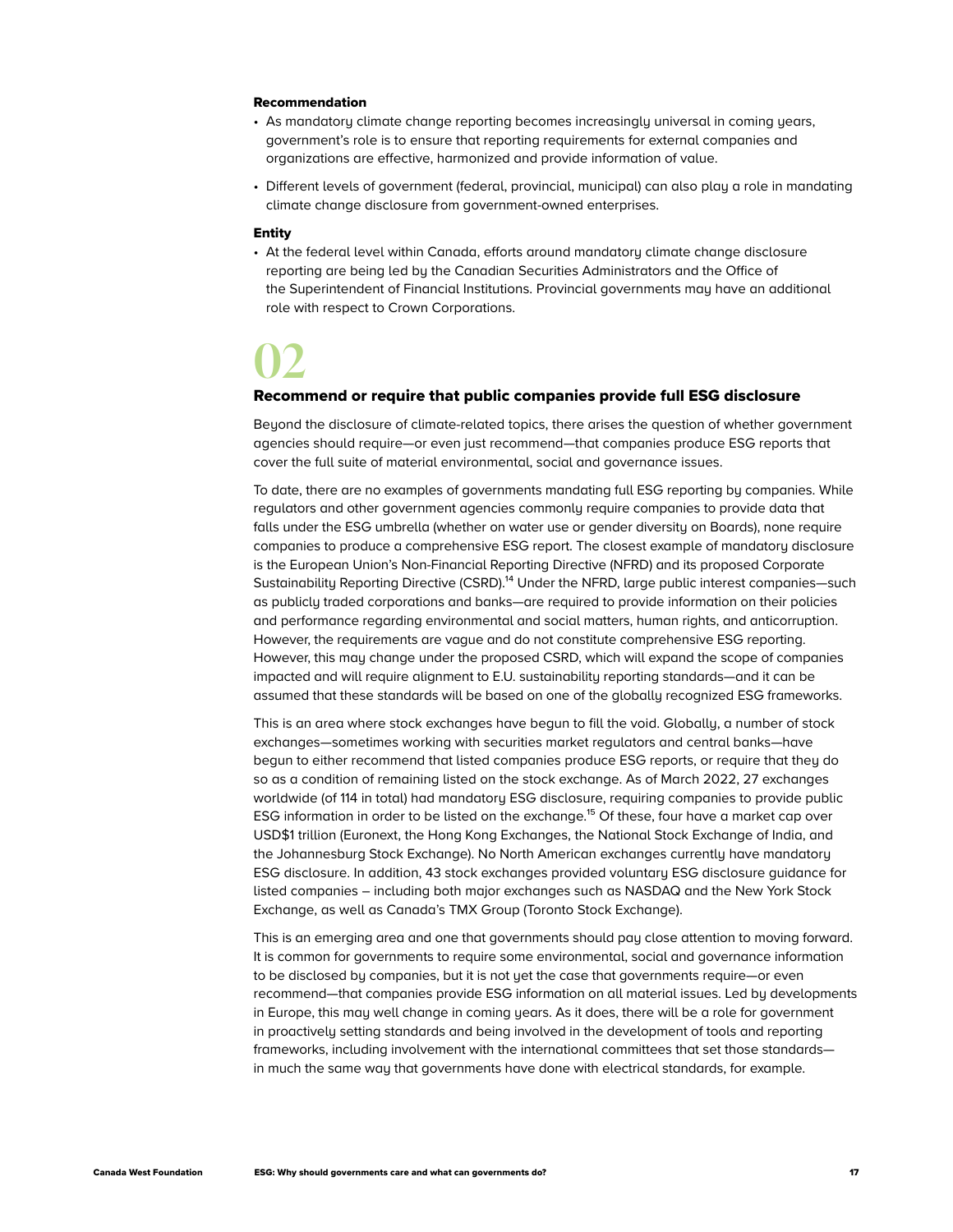#### Recommendation

- As mandatory climate change reporting becomes increasingly universal in coming years, government's role is to ensure that reporting requirements for external companies and organizations are effective, harmonized and provide information of value.
- Different levels of government (federal, provincial, municipal) can also play a role in mandating climate change disclosure from government-owned enterprises.

#### Entity

- At the federal level within Canada, efforts around mandatory climate change disclosure reporting are being led by the Canadian Securities Administrators and the Office of the Superintendent of Financial Institutions. Provincial governments may have an additional role with respect to Crown Corporations.

# 02

### Recommend or require that public companies provide full ESG disclosure

Beyond the disclosure of climate-related topics, there arises the question of whether government agencies should require—or even just recommend—that companies produce ESG reports that cover the full suite of material environmental, social and governance issues.

To date, there are no examples of governments mandating full ESG reporting by companies. While regulators and other government agencies commonly require companies to provide data that falls under the ESG umbrella (whether on water use or gender diversity on Boards), none require companies to produce a comprehensive ESG report. The closest example of mandatory disclosure is the European Union's Non-Financial Reporting Directive (NFRD) and its proposed Corporate Sustainability Reporting Directive (CSRD).[14] Under the NFRD, large public interest companies—such as publicly traded corporations and banks—are required to provide information on their policies and performance regarding environmental and social matters, human rights, and anticorruption. However, the requirements are vague and do not constitute comprehensive ESG reporting. However, this may change under the proposed CSRD, which will expand the scope of companies impacted and will require alignment to E.U. sustainability reporting standards—and it can be assumed that these standards will be based on one of the globally recognized ESG frameworks.

This is an area where stock exchanges have begun to fill the void. Globally, a number of stock exchanges—sometimes working with securities market regulators and central banks—have begun to either recommend that listed companies produce ESG reports, or require that they do so as a condition of remaining listed on the stock exchange. As of March 2022, 27 exchanges worldwide (of 114 in total) had mandatory ESG disclosure, requiring companies to provide public ESG information in order to be listed on the exchange.[15] Of these, four have a market cap over USD$1 trillion (Euronext, the Hong Kong Exchanges, the National Stock Exchange of India, and the Johannesburg Stock Exchange). No North American exchanges currently have mandatory ESG disclosure. In addition, 43 stock exchanges provided voluntary ESG disclosure guidance for listed companies – including both major exchanges such as NASDAQ and the New York Stock Exchange, as well as Canada's TMX Group (Toronto Stock Exchange).

This is an emerging area and one that governments should pay close attention to moving forward. It is common for governments to require some environmental, social and governance information to be disclosed by companies, but it is not yet the case that governments require—or even recommend—that companies provide ESG information on all material issues. Led by developments in Europe, this may well change in coming years. As it does, there will be a role for government in proactively setting standards and being involved in the development of tools and reporting frameworks, including involvement with the international committees that set those standards—in much the same way that governments have done with electrical standards, for example.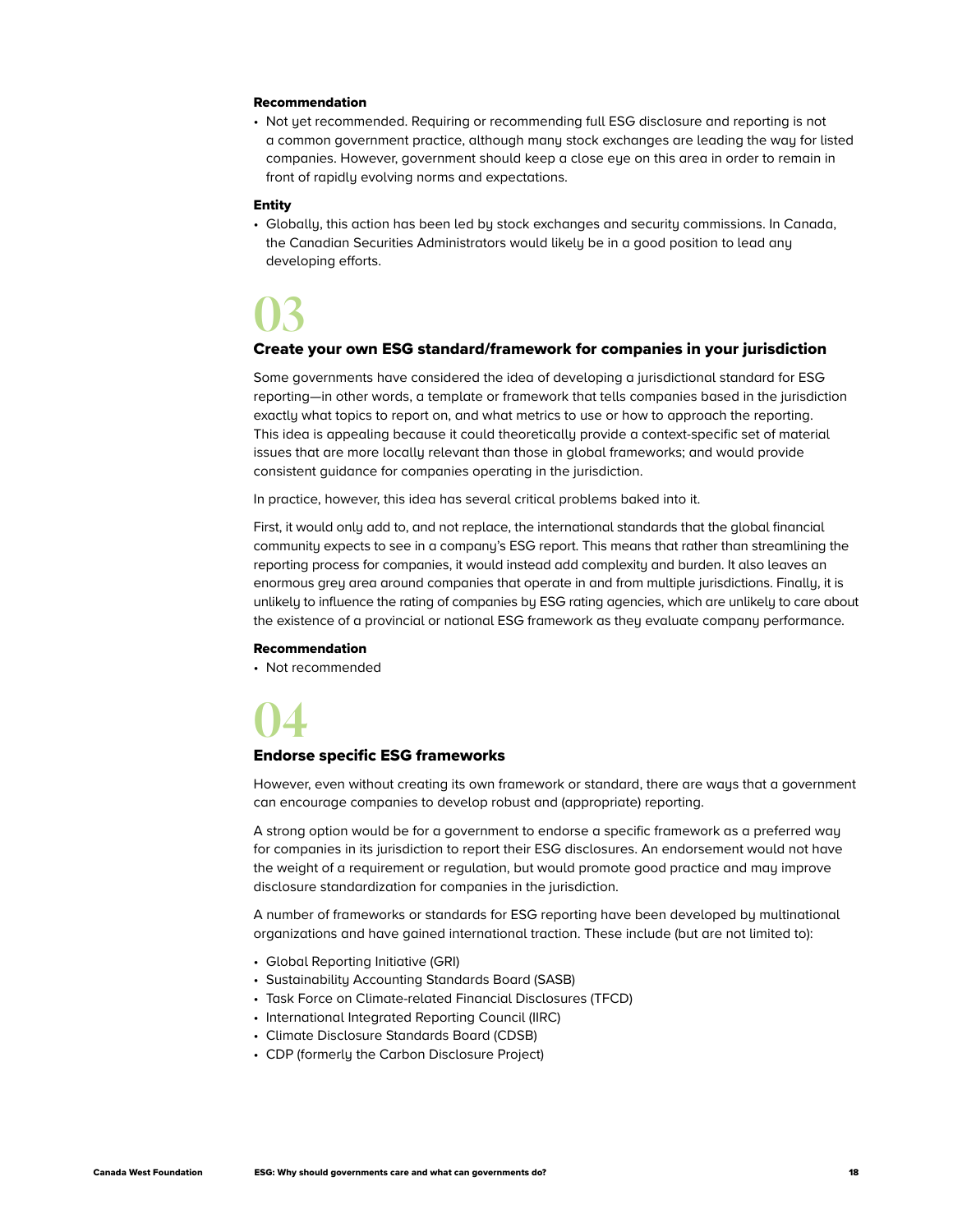#### Recommendation

- Not yet recommended. Requiring or recommending full ESG disclosure and reporting is not a common government practice, although many stock exchanges are leading the way for listed companies. However, government should keep a close eye on this area in order to remain in front of rapidly evolving norms and expectations.

#### Entity

- Globally, this action has been led by stock exchanges and security commissions. In Canada, the Canadian Securities Administrators would likely be in a good position to lead any developing efforts.

## 03

### Create your own ESG standard/framework for companies in your jurisdiction

Some governments have considered the idea of developing a jurisdictional standard for ESG reporting—in other words, a template or framework that tells companies based in the jurisdiction exactly what topics to report on, and what metrics to use or how to approach the reporting. This idea is appealing because it could theoretically provide a context-specific set of material issues that are more locally relevant than those in global frameworks; and would provide consistent guidance for companies operating in the jurisdiction.

In practice, however, this idea has several critical problems baked into it.

First, it would only add to, and not replace, the international standards that the global financial community expects to see in a company's ESG report. This means that rather than streamlining the reporting process for companies, it would instead add complexity and burden. It also leaves an enormous grey area around companies that operate in and from multiple jurisdictions. Finally, it is unlikely to influence the rating of companies by ESG rating agencies, which are unlikely to care about the existence of a provincial or national ESG framework as they evaluate company performance.

#### Recommendation

- Not recommended

## 04

### Endorse specific ESG frameworks

However, even without creating its own framework or standard, there are ways that a government can encourage companies to develop robust and (appropriate) reporting.

A strong option would be for a government to endorse a specific framework as a preferred way for companies in its jurisdiction to report their ESG disclosures. An endorsement would not have the weight of a requirement or regulation, but would promote good practice and may improve disclosure standardization for companies in the jurisdiction.

A number of frameworks or standards for ESG reporting have been developed by multinational organizations and have gained international traction. These include (but are not limited to):

- Global Reporting Initiative (GRI)
- Sustainability Accounting Standards Board (SASB)
- Task Force on Climate-related Financial Disclosures (TFCD)
- International Integrated Reporting Council (IIRC)
- Climate Disclosure Standards Board (CDSB)
- CDP (formerly the Carbon Disclosure Project)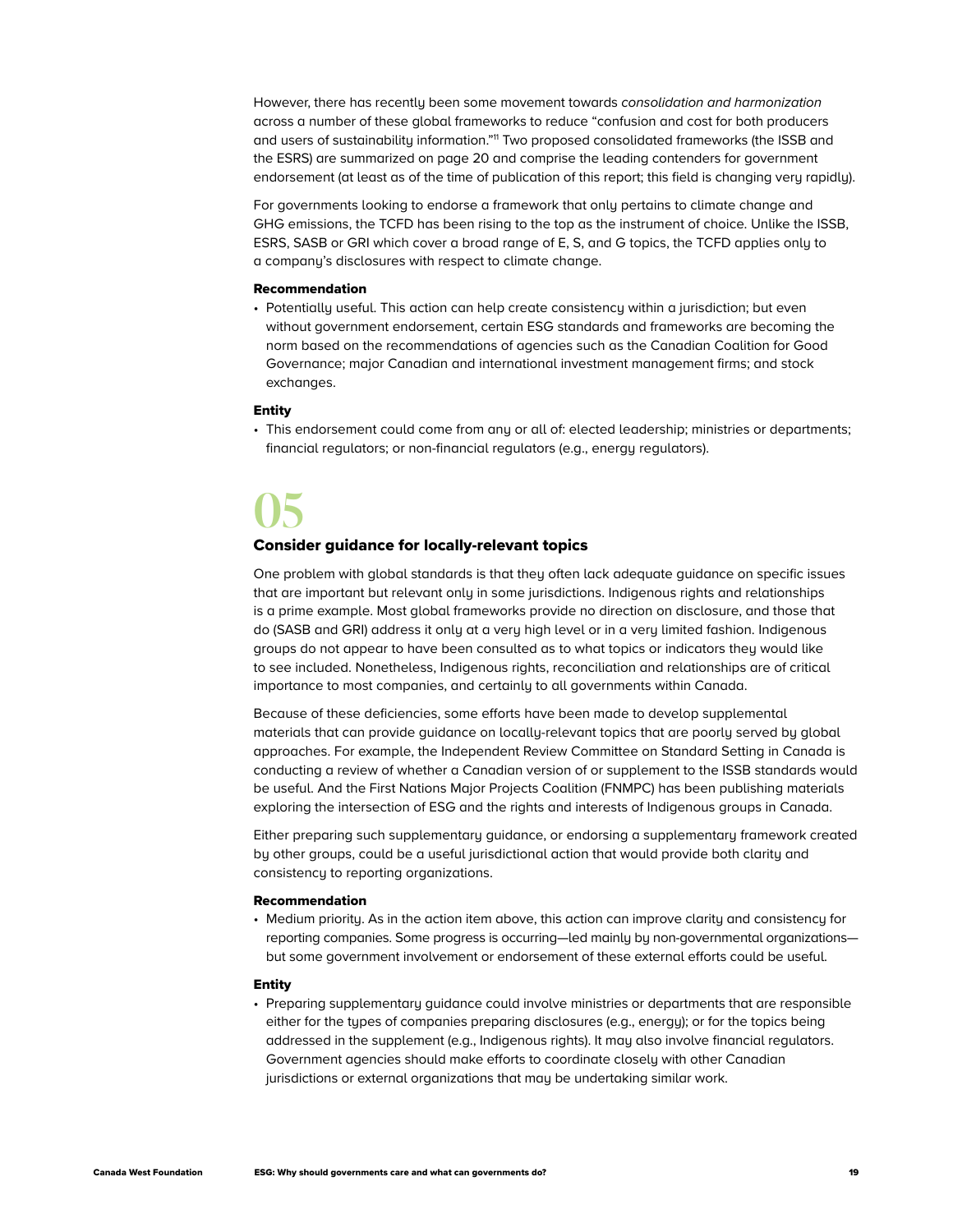However, there has recently been some movement towards *consolidation and harmonization* across a number of these global frameworks to reduce "confusion and cost for both producers and users of sustainability information."[11] Two proposed consolidated frameworks (the ISSB and the ESRS) are summarized on page 20 and comprise the leading contenders for government endorsement (at least as of the time of publication of this report; this field is changing very rapidly).

For governments looking to endorse a framework that only pertains to climate change and GHG emissions, the TCFD has been rising to the top as the instrument of choice. Unlike the ISSB, ESRS, SASB or GRI which cover a broad range of E, S, and G topics, the TCFD applies only to a company's disclosures with respect to climate change.

#### Recommendation

- Potentially useful. This action can help create consistency within a jurisdiction; but even without government endorsement, certain ESG standards and frameworks are becoming the norm based on the recommendations of agencies such as the Canadian Coalition for Good Governance; major Canadian and international investment management firms; and stock exchanges.

#### Entity

- This endorsement could come from any or all of: elected leadership; ministries or departments; financial regulators; or non-financial regulators (e.g., energy regulators).

# 05

### Consider guidance for locally-relevant topics

One problem with global standards is that they often lack adequate guidance on specific issues that are important but relevant only in some jurisdictions. Indigenous rights and relationships is a prime example. Most global frameworks provide no direction on disclosure, and those that do (SASB and GRI) address it only at a very high level or in a very limited fashion. Indigenous groups do not appear to have been consulted as to what topics or indicators they would like to see included. Nonetheless, Indigenous rights, reconciliation and relationships are of critical importance to most companies, and certainly to all governments within Canada.

Because of these deficiencies, some efforts have been made to develop supplemental materials that can provide guidance on locally-relevant topics that are poorly served by global approaches. For example, the Independent Review Committee on Standard Setting in Canada is conducting a review of whether a Canadian version of or supplement to the ISSB standards would be useful. And the First Nations Major Projects Coalition (FNMPC) has been publishing materials exploring the intersection of ESG and the rights and interests of Indigenous groups in Canada.

Either preparing such supplementary guidance, or endorsing a supplementary framework created by other groups, could be a useful jurisdictional action that would provide both clarity and consistency to reporting organizations.

#### Recommendation

- Medium priority. As in the action item above, this action can improve clarity and consistency for reporting companies. Some progress is occurring—led mainly by non-governmental organizations—but some government involvement or endorsement of these external efforts could be useful.

#### Entity

- Preparing supplementary guidance could involve ministries or departments that are responsible either for the types of companies preparing disclosures (e.g., energy); or for the topics being addressed in the supplement (e.g., Indigenous rights). It may also involve financial regulators. Government agencies should make efforts to coordinate closely with other Canadian jurisdictions or external organizations that may be undertaking similar work.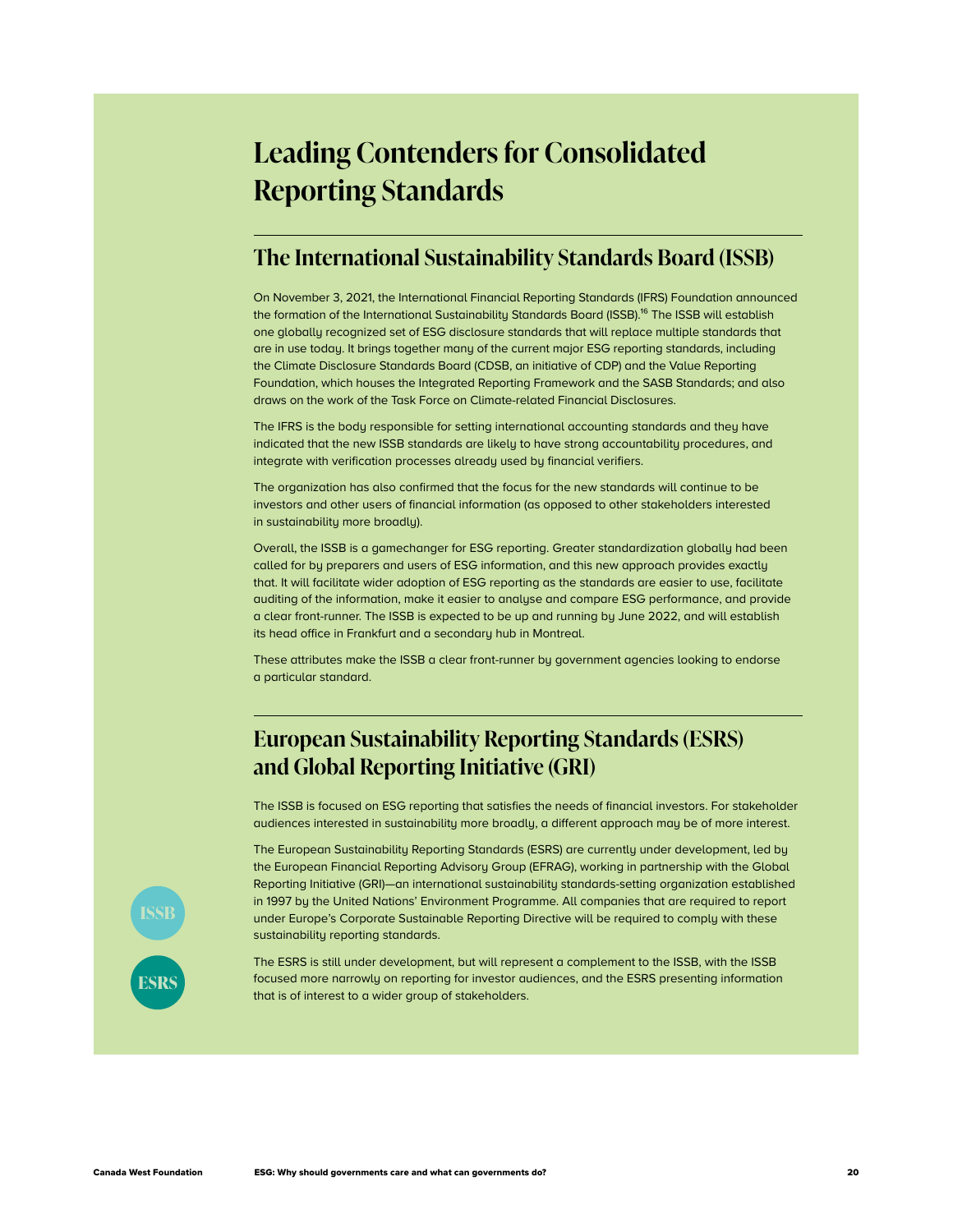# Leading Contenders for Consolidated Reporting Standards

## The International Sustainability Standards Board (ISSB)

On November 3, 2021, the International Financial Reporting Standards (IFRS) Foundation announced the formation of the International Sustainability Standards Board (ISSB).[16] The ISSB will establish one globally recognized set of ESG disclosure standards that will replace multiple standards that are in use today. It brings together many of the current major ESG reporting standards, including the Climate Disclosure Standards Board (CDSB, an initiative of CDP) and the Value Reporting Foundation, which houses the Integrated Reporting Framework and the SASB Standards; and also draws on the work of the Task Force on Climate-related Financial Disclosures.

The IFRS is the body responsible for setting international accounting standards and they have indicated that the new ISSB standards are likely to have strong accountability procedures, and integrate with verification processes already used by financial verifiers.

The organization has also confirmed that the focus for the new standards will continue to be investors and other users of financial information (as opposed to other stakeholders interested in sustainability more broadly).

Overall, the ISSB is a gamechanger for ESG reporting. Greater standardization globally had been called for by preparers and users of ESG information, and this new approach provides exactly that. It will facilitate wider adoption of ESG reporting as the standards are easier to use, facilitate auditing of the information, make it easier to analyse and compare ESG performance, and provide a clear front-runner. The ISSB is expected to be up and running by June 2022, and will establish its head office in Frankfurt and a secondary hub in Montreal.

These attributes make the ISSB a clear front-runner by government agencies looking to endorse a particular standard.

## European Sustainability Reporting Standards (ESRS) and Global Reporting Initiative (GRI)

The ISSB is focused on ESG reporting that satisfies the needs of financial investors. For stakeholder audiences interested in sustainability more broadly, a different approach may be of more interest.

The European Sustainability Reporting Standards (ESRS) are currently under development, led by the European Financial Reporting Advisory Group (EFRAG), working in partnership with the Global Reporting Initiative (GRI)—an international sustainability standards-setting organization established in 1997 by the United Nations' Environment Programme. All companies that are required to report under Europe's Corporate Sustainable Reporting Directive will be required to comply with these sustainability reporting standards.

ISSB

ESRS

The ESRS is still under development, but will represent a complement to the ISSB, with the ISSB focused more narrowly on reporting for investor audiences, and the ESRS presenting information that is of interest to a wider group of stakeholders.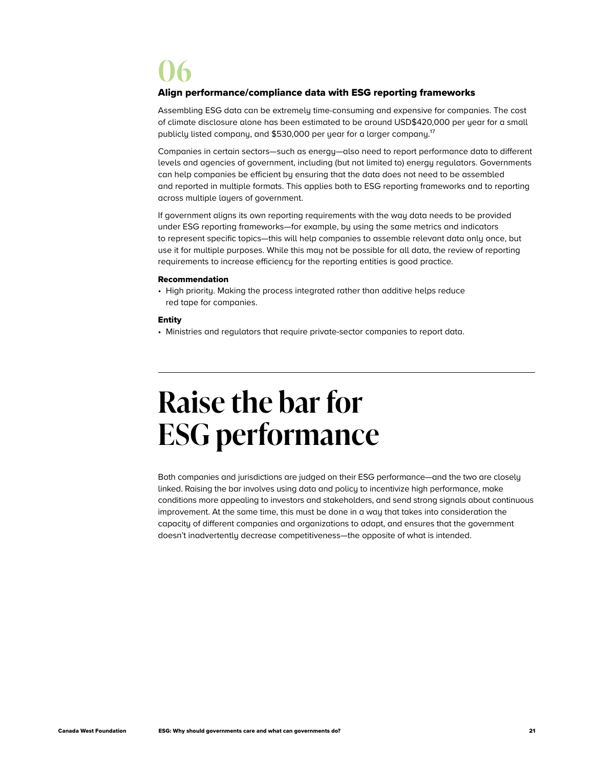# 06

### Align performance/compliance data with ESG reporting frameworks

Assembling ESG data can be extremely time-consuming and expensive for companies. The cost of climate disclosure alone has been estimated to be around USD$420,000 per year for a small publicly listed company, and $530,000 per year for a larger company.[17]

Companies in certain sectors—such as energy—also need to report performance data to different levels and agencies of government, including (but not limited to) energy regulators. Governments can help companies be efficient by ensuring that the data does not need to be assembled and reported in multiple formats. This applies both to ESG reporting frameworks and to reporting across multiple layers of government.

If government aligns its own reporting requirements with the way data needs to be provided under ESG reporting frameworks—for example, by using the same metrics and indicators to represent specific topics—this will help companies to assemble relevant data only once, but use it for multiple purposes. While this may not be possible for all data, the review of reporting requirements to increase efficiency for the reporting entities is good practice.

**Recommendation**

- High priority. Making the process integrated rather than additive helps reduce red tape for companies.

**Entity**

- Ministries and regulators that require private-sector companies to report data.

---

# Raise the bar for ESG performance

Both companies and jurisdictions are judged on their ESG performance—and the two are closely linked. Raising the bar involves using data and policy to incentivize high performance, make conditions more appealing to investors and stakeholders, and send strong signals about continuous improvement. At the same time, this must be done in a way that takes into consideration the capacity of different companies and organizations to adapt, and ensures that the government doesn't inadvertently decrease competitiveness—the opposite of what is intended.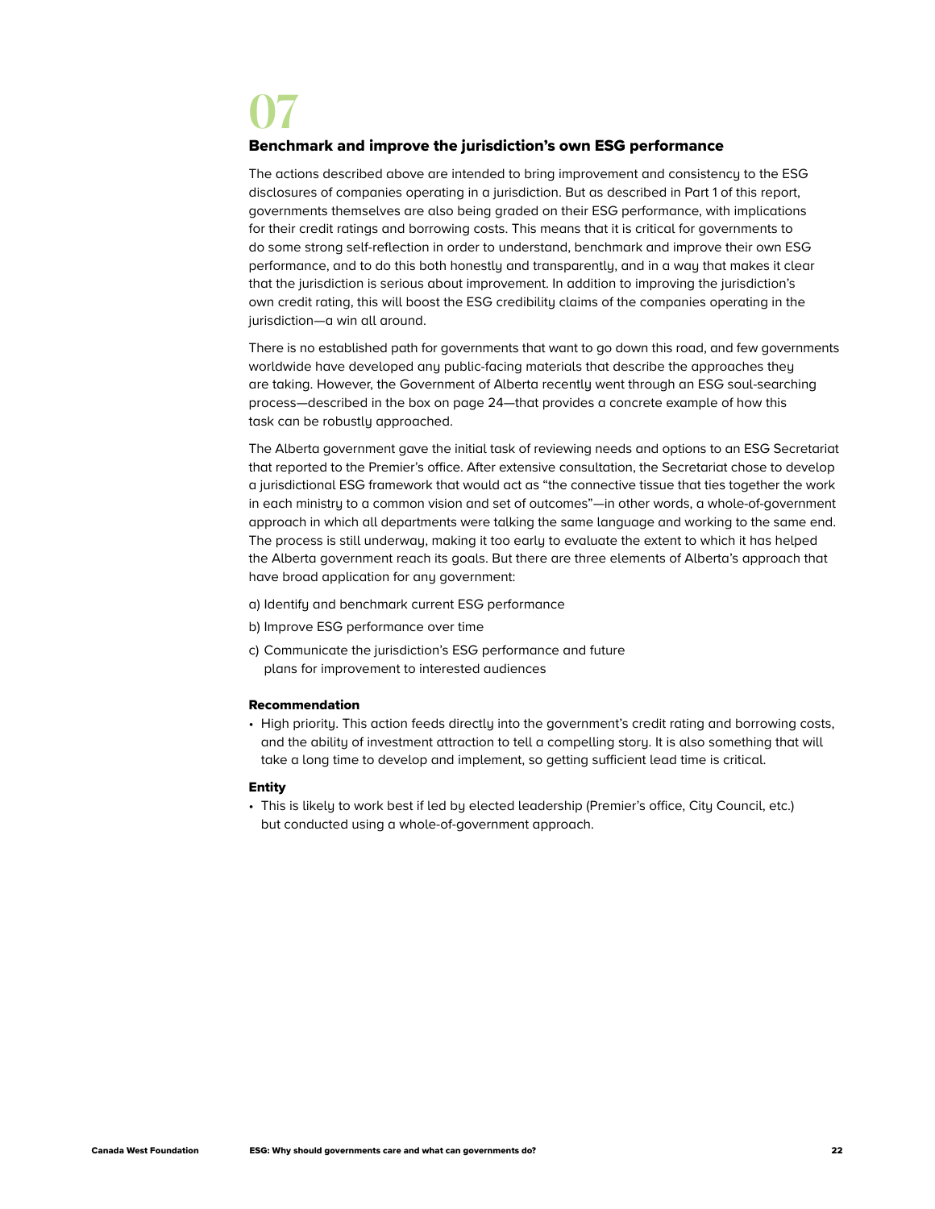# 07

## Benchmark and improve the jurisdiction's own ESG performance

The actions described above are intended to bring improvement and consistency to the ESG disclosures of companies operating in a jurisdiction. But as described in Part 1 of this report, governments themselves are also being graded on their ESG performance, with implications for their credit ratings and borrowing costs. This means that it is critical for governments to do some strong self-reflection in order to understand, benchmark and improve their own ESG performance, and to do this both honestly and transparently, and in a way that makes it clear that the jurisdiction is serious about improvement. In addition to improving the jurisdiction's own credit rating, this will boost the ESG credibility claims of the companies operating in the jurisdiction—a win all around.

There is no established path for governments that want to go down this road, and few governments worldwide have developed any public-facing materials that describe the approaches they are taking. However, the Government of Alberta recently went through an ESG soul-searching process—described in the box on page 24—that provides a concrete example of how this task can be robustly approached.

The Alberta government gave the initial task of reviewing needs and options to an ESG Secretariat that reported to the Premier's office. After extensive consultation, the Secretariat chose to develop a jurisdictional ESG framework that would act as "the connective tissue that ties together the work in each ministry to a common vision and set of outcomes"—in other words, a whole-of-government approach in which all departments were talking the same language and working to the same end. The process is still underway, making it too early to evaluate the extent to which it has helped the Alberta government reach its goals. But there are three elements of Alberta's approach that have broad application for any government:

a) Identify and benchmark current ESG performance

b) Improve ESG performance over time

c) Communicate the jurisdiction's ESG performance and future plans for improvement to interested audiences

### Recommendation

- High priority. This action feeds directly into the government's credit rating and borrowing costs, and the ability of investment attraction to tell a compelling story. It is also something that will take a long time to develop and implement, so getting sufficient lead time is critical.

### Entity

- This is likely to work best if led by elected leadership (Premier's office, City Council, etc.) but conducted using a whole-of-government approach.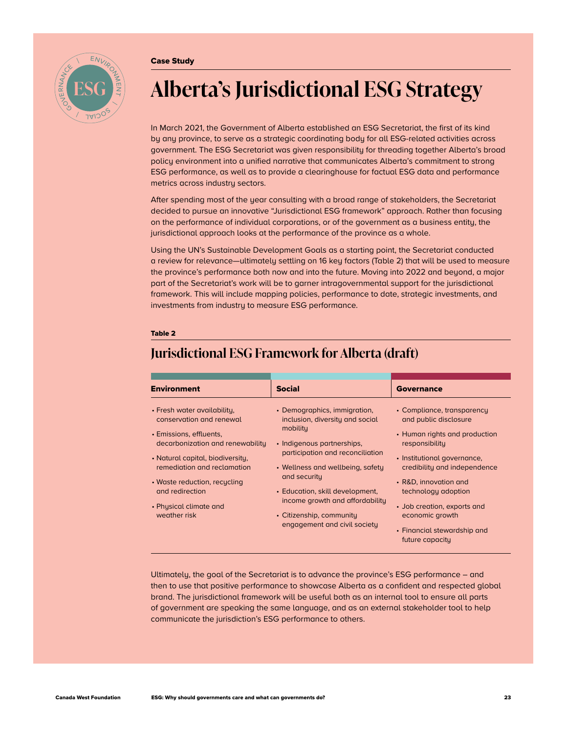Case Study

# Alberta's Jurisdictional ESG Strategy

In March 2021, the Government of Alberta established an ESG Secretariat, the first of its kind by any province, to serve as a strategic coordinating body for all ESG-related activities across government. The ESG Secretariat was given responsibility for threading together Alberta's broad policy environment into a unified narrative that communicates Alberta's commitment to strong ESG performance, as well as to provide a clearinghouse for factual ESG data and performance metrics across industry sectors.

After spending most of the year consulting with a broad range of stakeholders, the Secretariat decided to pursue an innovative "Jurisdictional ESG framework" approach. Rather than focusing on the performance of individual corporations, or of the government as a business entity, the jurisdictional approach looks at the performance of the province as a whole.

Using the UN's Sustainable Development Goals as a starting point, the Secretariat conducted a review for relevance—ultimately settling on 16 key factors (Table 2) that will be used to measure the province's performance both now and into the future. Moving into 2022 and beyond, a major part of the Secretariat's work will be to garner intragovernmental support for the jurisdictional framework. This will include mapping policies, performance to date, strategic investments, and investments from industry to measure ESG performance.

**Table 2**

## Jurisdictional ESG Framework for Alberta (draft)

| Environment | Social | Governance |
|---|---|---|
| • Fresh water availability, conservation and renewal | • Demographics, immigration, inclusion, diversity and social mobility | • Compliance, transparency and public disclosure |
| • Emissions, effluents, decarbonization and renewability | • Indigenous partnerships, participation and reconciliation | • Human rights and production responsibility |
| • Natural capital, biodiversity, remediation and reclamation | • Wellness and wellbeing, safety and security | • Institutional governance, credibility and independence |
| • Waste reduction, recycling and redirection | • Education, skill development, income growth and affordability | • R&D, innovation and technology adoption |
| • Physical climate and weather risk | • Citizenship, community engagement and civil society | • Job creation, exports and economic growth |
| | | • Financial stewardship and future capacity |

Ultimately, the goal of the Secretariat is to advance the province's ESG performance – and then to use that positive performance to showcase Alberta as a confident and respected global brand. The jurisdictional framework will be useful both as an internal tool to ensure all parts of government are speaking the same language, and as an external stakeholder tool to help communicate the jurisdiction's ESG performance to others.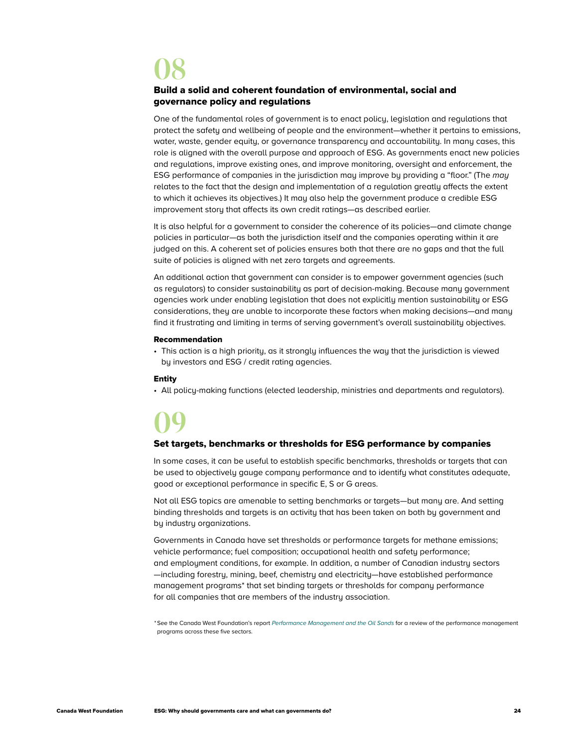# 08

## Build a solid and coherent foundation of environmental, social and governance policy and regulations

One of the fundamental roles of government is to enact policy, legislation and regulations that protect the safety and wellbeing of people and the environment—whether it pertains to emissions, water, waste, gender equity, or governance transparency and accountability. In many cases, this role is aligned with the overall purpose and approach of ESG. As governments enact new policies and regulations, improve existing ones, and improve monitoring, oversight and enforcement, the ESG performance of companies in the jurisdiction may improve by providing a "floor." (The *may* relates to the fact that the design and implementation of a regulation greatly affects the extent to which it achieves its objectives.) It may also help the government produce a credible ESG improvement story that affects its own credit ratings—as described earlier.

It is also helpful for a government to consider the coherence of its policies—and climate change policies in particular—as both the jurisdiction itself and the companies operating within it are judged on this. A coherent set of policies ensures both that there are no gaps and that the full suite of policies is aligned with net zero targets and agreements.

An additional action that government can consider is to empower government agencies (such as regulators) to consider sustainability as part of decision-making. Because many government agencies work under enabling legislation that does not explicitly mention sustainability or ESG considerations, they are unable to incorporate these factors when making decisions—and many find it frustrating and limiting in terms of serving government's overall sustainability objectives.

**Recommendation**

- This action is a high priority, as it strongly influences the way that the jurisdiction is viewed by investors and ESG / credit rating agencies.

**Entity**

- All policy-making functions (elected leadership, ministries and departments and regulators).

# 09

## Set targets, benchmarks or thresholds for ESG performance by companies

In some cases, it can be useful to establish specific benchmarks, thresholds or targets that can be used to objectively gauge company performance and to identify what constitutes adequate, good or exceptional performance in specific E, S or G areas.

Not all ESG topics are amenable to setting benchmarks or targets—but many are. And setting binding thresholds and targets is an activity that has been taken on both by government and by industry organizations.

Governments in Canada have set thresholds or performance targets for methane emissions; vehicle performance; fuel composition; occupational health and safety performance; and employment conditions, for example. In addition, a number of Canadian industry sectors —including forestry, mining, beef, chemistry and electricity—have established performance management programs* that set binding targets or thresholds for company performance for all companies that are members of the industry association.

*See the Canada West Foundation's report *Performance Management and the Oil Sands* for a review of the performance management programs across these five sectors.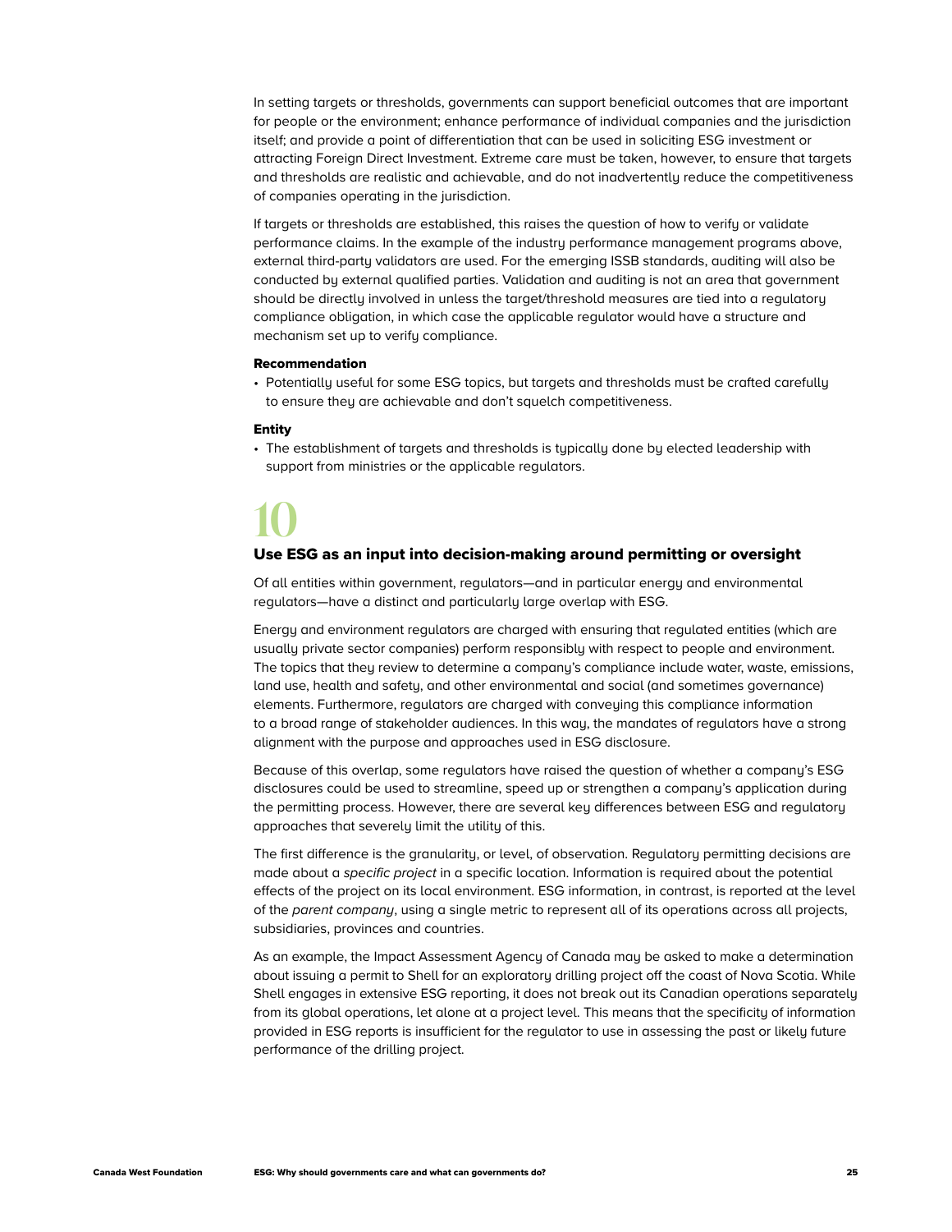In setting targets or thresholds, governments can support beneficial outcomes that are important for people or the environment; enhance performance of individual companies and the jurisdiction itself; and provide a point of differentiation that can be used in soliciting ESG investment or attracting Foreign Direct Investment. Extreme care must be taken, however, to ensure that targets and thresholds are realistic and achievable, and do not inadvertently reduce the competitiveness of companies operating in the jurisdiction.

If targets or thresholds are established, this raises the question of how to verify or validate performance claims. In the example of the industry performance management programs above, external third-party validators are used. For the emerging ISSB standards, auditing will also be conducted by external qualified parties. Validation and auditing is not an area that government should be directly involved in unless the target/threshold measures are tied into a regulatory compliance obligation, in which case the applicable regulator would have a structure and mechanism set up to verify compliance.

**Recommendation**

- Potentially useful for some ESG topics, but targets and thresholds must be crafted carefully to ensure they are achievable and don't squelch competitiveness.

**Entity**

- The establishment of targets and thresholds is typically done by elected leadership with support from ministries or the applicable regulators.

# 10

## Use ESG as an input into decision-making around permitting or oversight

Of all entities within government, regulators—and in particular energy and environmental regulators—have a distinct and particularly large overlap with ESG.

Energy and environment regulators are charged with ensuring that regulated entities (which are usually private sector companies) perform responsibly with respect to people and environment. The topics that they review to determine a company's compliance include water, waste, emissions, land use, health and safety, and other environmental and social (and sometimes governance) elements. Furthermore, regulators are charged with conveying this compliance information to a broad range of stakeholder audiences. In this way, the mandates of regulators have a strong alignment with the purpose and approaches used in ESG disclosure.

Because of this overlap, some regulators have raised the question of whether a company's ESG disclosures could be used to streamline, speed up or strengthen a company's application during the permitting process. However, there are several key differences between ESG and regulatory approaches that severely limit the utility of this.

The first difference is the granularity, or level, of observation. Regulatory permitting decisions are made about a *specific project* in a specific location. Information is required about the potential effects of the project on its local environment. ESG information, in contrast, is reported at the level of the *parent company*, using a single metric to represent all of its operations across all projects, subsidiaries, provinces and countries.

As an example, the Impact Assessment Agency of Canada may be asked to make a determination about issuing a permit to Shell for an exploratory drilling project off the coast of Nova Scotia. While Shell engages in extensive ESG reporting, it does not break out its Canadian operations separately from its global operations, let alone at a project level. This means that the specificity of information provided in ESG reports is insufficient for the regulator to use in assessing the past or likely future performance of the drilling project.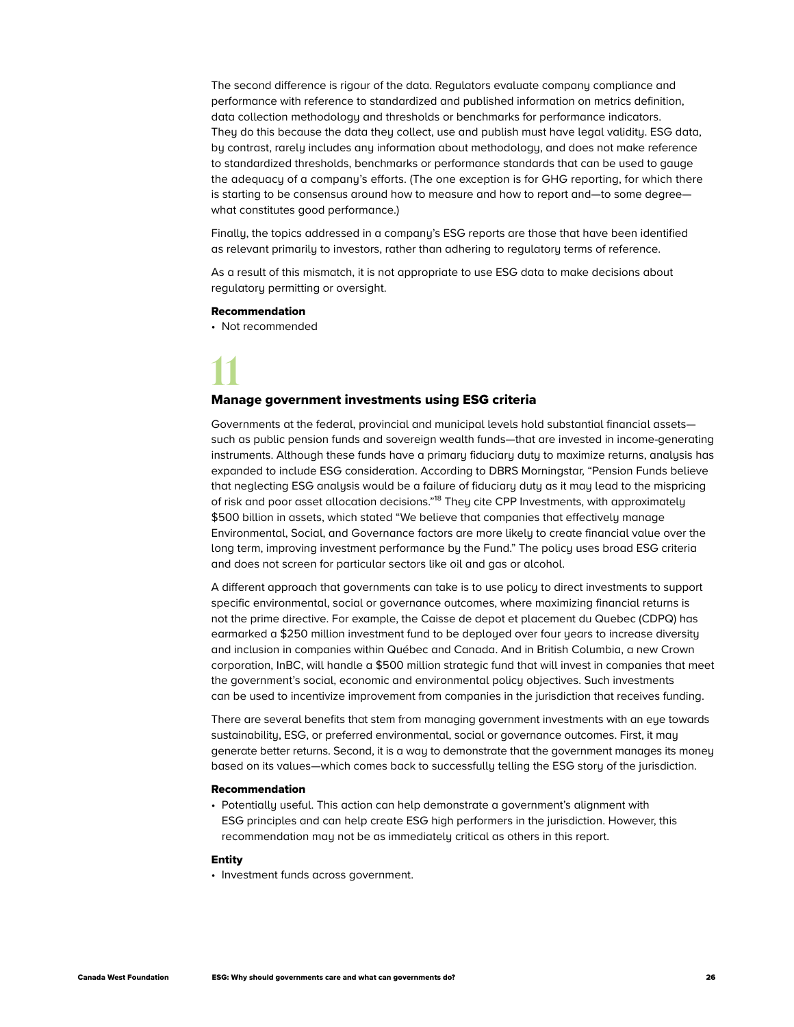The second difference is rigour of the data. Regulators evaluate company compliance and performance with reference to standardized and published information on metrics definition, data collection methodology and thresholds or benchmarks for performance indicators. They do this because the data they collect, use and publish must have legal validity. ESG data, by contrast, rarely includes any information about methodology, and does not make reference to standardized thresholds, benchmarks or performance standards that can be used to gauge the adequacy of a company's efforts. (The one exception is for GHG reporting, for which there is starting to be consensus around how to measure and how to report and—to some degree—what constitutes good performance.)

Finally, the topics addressed in a company's ESG reports are those that have been identified as relevant primarily to investors, rather than adhering to regulatory terms of reference.

As a result of this mismatch, it is not appropriate to use ESG data to make decisions about regulatory permitting or oversight.

**Recommendation**

- Not recommended

# 11

## Manage government investments using ESG criteria

Governments at the federal, provincial and municipal levels hold substantial financial assets—such as public pension funds and sovereign wealth funds—that are invested in income-generating instruments. Although these funds have a primary fiduciary duty to maximize returns, analysis has expanded to include ESG consideration. According to DBRS Morningstar, "Pension Funds believe that neglecting ESG analysis would be a failure of fiduciary duty as it may lead to the mispricing of risk and poor asset allocation decisions."[18] They cite CPP Investments, with approximately $500 billion in assets, which stated "We believe that companies that effectively manage Environmental, Social, and Governance factors are more likely to create financial value over the long term, improving investment performance by the Fund." The policy uses broad ESG criteria and does not screen for particular sectors like oil and gas or alcohol.

A different approach that governments can take is to use policy to direct investments to support specific environmental, social or governance outcomes, where maximizing financial returns is not the prime directive. For example, the Caisse de depot et placement du Quebec (CDPQ) has earmarked a $250 million investment fund to be deployed over four years to increase diversity and inclusion in companies within Québec and Canada. And in British Columbia, a new Crown corporation, InBC, will handle a $500 million strategic fund that will invest in companies that meet the government's social, economic and environmental policy objectives. Such investments can be used to incentivize improvement from companies in the jurisdiction that receives funding.

There are several benefits that stem from managing government investments with an eye towards sustainability, ESG, or preferred environmental, social or governance outcomes. First, it may generate better returns. Second, it is a way to demonstrate that the government manages its money based on its values—which comes back to successfully telling the ESG story of the jurisdiction.

**Recommendation**

- Potentially useful. This action can help demonstrate a government's alignment with ESG principles and can help create ESG high performers in the jurisdiction. However, this recommendation may not be as immediately critical as others in this report.

**Entity**

- Investment funds across government.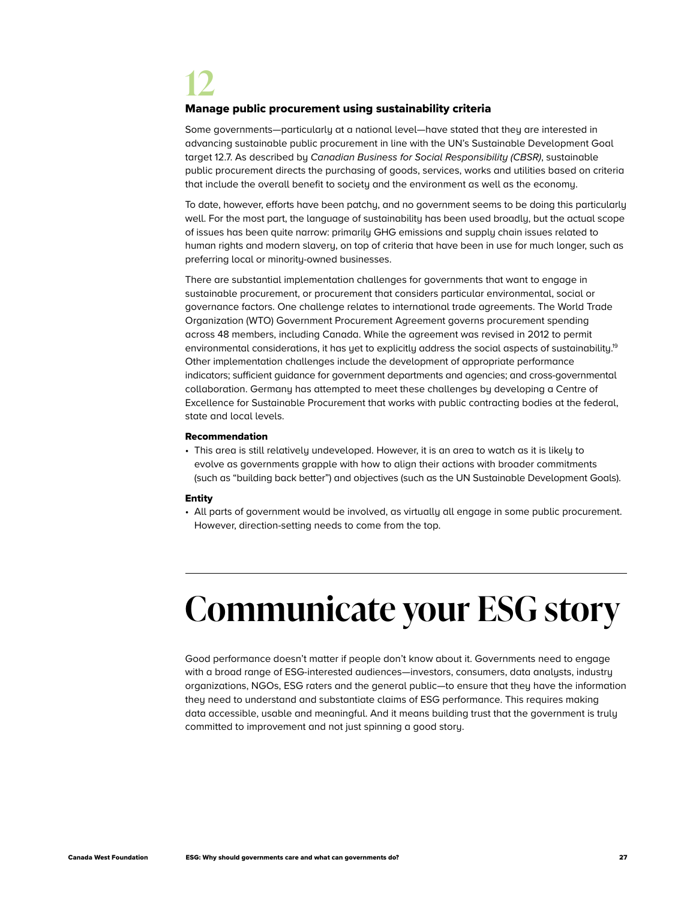## 12

### Manage public procurement using sustainability criteria

Some governments—particularly at a national level—have stated that they are interested in advancing sustainable public procurement in line with the UN's Sustainable Development Goal target 12.7. As described by *Canadian Business for Social Responsibility (CBSR)*, sustainable public procurement directs the purchasing of goods, services, works and utilities based on criteria that include the overall benefit to society and the environment as well as the economy.

To date, however, efforts have been patchy, and no government seems to be doing this particularly well. For the most part, the language of sustainability has been used broadly, but the actual scope of issues has been quite narrow: primarily GHG emissions and supply chain issues related to human rights and modern slavery, on top of criteria that have been in use for much longer, such as preferring local or minority-owned businesses.

There are substantial implementation challenges for governments that want to engage in sustainable procurement, or procurement that considers particular environmental, social or governance factors. One challenge relates to international trade agreements. The World Trade Organization (WTO) Government Procurement Agreement governs procurement spending across 48 members, including Canada. While the agreement was revised in 2012 to permit environmental considerations, it has yet to explicitly address the social aspects of sustainability.[19] Other implementation challenges include the development of appropriate performance indicators; sufficient guidance for government departments and agencies; and cross-governmental collaboration. Germany has attempted to meet these challenges by developing a Centre of Excellence for Sustainable Procurement that works with public contracting bodies at the federal, state and local levels.

**Recommendation**

- This area is still relatively undeveloped. However, it is an area to watch as it is likely to evolve as governments grapple with how to align their actions with broader commitments (such as "building back better") and objectives (such as the UN Sustainable Development Goals).

**Entity**

- All parts of government would be involved, as virtually all engage in some public procurement. However, direction-setting needs to come from the top.

# Communicate your ESG story

Good performance doesn't matter if people don't know about it. Governments need to engage with a broad range of ESG-interested audiences—investors, consumers, data analysts, industry organizations, NGOs, ESG raters and the general public—to ensure that they have the information they need to understand and substantiate claims of ESG performance. This requires making data accessible, usable and meaningful. And it means building trust that the government is truly committed to improvement and not just spinning a good story.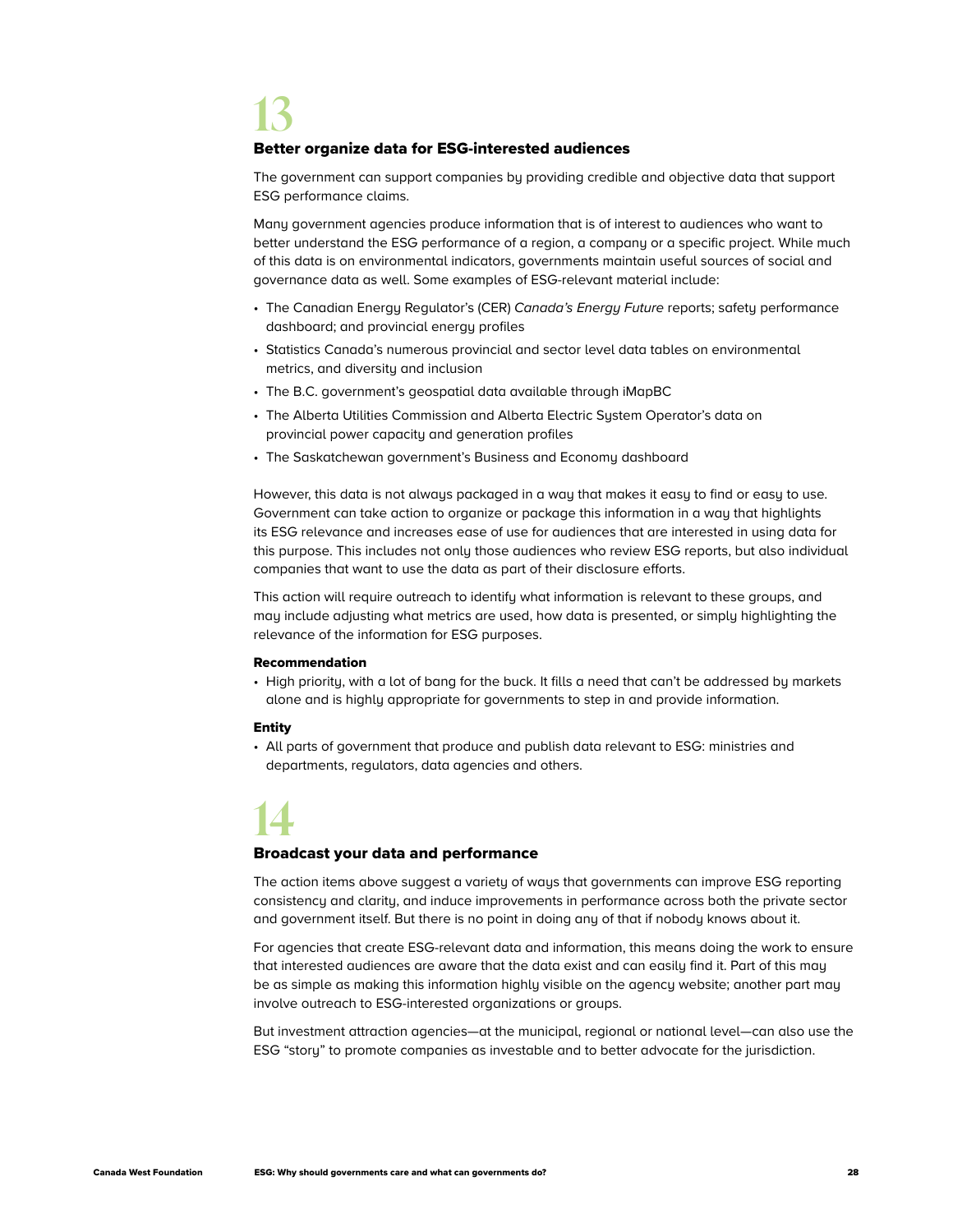# 13

## Better organize data for ESG-interested audiences

The government can support companies by providing credible and objective data that support ESG performance claims.

Many government agencies produce information that is of interest to audiences who want to better understand the ESG performance of a region, a company or a specific project. While much of this data is on environmental indicators, governments maintain useful sources of social and governance data as well. Some examples of ESG-relevant material include:

- The Canadian Energy Regulator's (CER) *Canada's Energy Future* reports; safety performance dashboard; and provincial energy profiles
- Statistics Canada's numerous provincial and sector level data tables on environmental metrics, and diversity and inclusion
- The B.C. government's geospatial data available through iMapBC
- The Alberta Utilities Commission and Alberta Electric System Operator's data on provincial power capacity and generation profiles
- The Saskatchewan government's Business and Economy dashboard

However, this data is not always packaged in a way that makes it easy to find or easy to use. Government can take action to organize or package this information in a way that highlights its ESG relevance and increases ease of use for audiences that are interested in using data for this purpose. This includes not only those audiences who review ESG reports, but also individual companies that want to use the data as part of their disclosure efforts.

This action will require outreach to identify what information is relevant to these groups, and may include adjusting what metrics are used, how data is presented, or simply highlighting the relevance of the information for ESG purposes.

**Recommendation**

- High priority, with a lot of bang for the buck. It fills a need that can't be addressed by markets alone and is highly appropriate for governments to step in and provide information.

**Entity**

- All parts of government that produce and publish data relevant to ESG: ministries and departments, regulators, data agencies and others.

# 14

## Broadcast your data and performance

The action items above suggest a variety of ways that governments can improve ESG reporting consistency and clarity, and induce improvements in performance across both the private sector and government itself. But there is no point in doing any of that if nobody knows about it.

For agencies that create ESG-relevant data and information, this means doing the work to ensure that interested audiences are aware that the data exist and can easily find it. Part of this may be as simple as making this information highly visible on the agency website; another part may involve outreach to ESG-interested organizations or groups.

But investment attraction agencies—at the municipal, regional or national level—can also use the ESG "story" to promote companies as investable and to better advocate for the jurisdiction.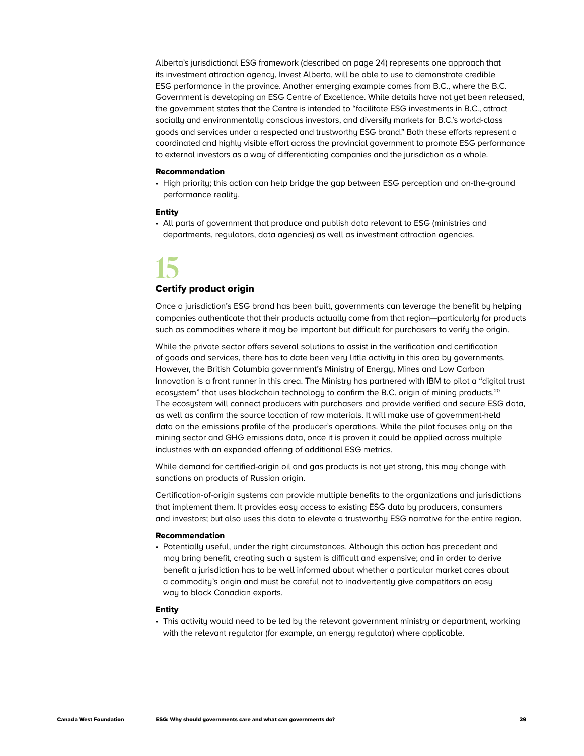Alberta's jurisdictional ESG framework (described on page 24) represents one approach that its investment attraction agency, Invest Alberta, will be able to use to demonstrate credible ESG performance in the province. Another emerging example comes from B.C., where the B.C. Government is developing an ESG Centre of Excellence. While details have not yet been released, the government states that the Centre is intended to "facilitate ESG investments in B.C., attract socially and environmentally conscious investors, and diversify markets for B.C.'s world-class goods and services under a respected and trustworthy ESG brand." Both these efforts represent a coordinated and highly visible effort across the provincial government to promote ESG performance to external investors as a way of differentiating companies and the jurisdiction as a whole.

**Recommendation**

- High priority; this action can help bridge the gap between ESG perception and on-the-ground performance reality.

**Entity**

- All parts of government that produce and publish data relevant to ESG (ministries and departments, regulators, data agencies) as well as investment attraction agencies.

# 15

## Certify product origin

Once a jurisdiction's ESG brand has been built, governments can leverage the benefit by helping companies authenticate that their products actually come from that region—particularly for products such as commodities where it may be important but difficult for purchasers to verify the origin.

While the private sector offers several solutions to assist in the verification and certification of goods and services, there has to date been very little activity in this area by governments. However, the British Columbia government's Ministry of Energy, Mines and Low Carbon Innovation is a front runner in this area. The Ministry has partnered with IBM to pilot a "digital trust ecosystem" that uses blockchain technology to confirm the B.C. origin of mining products.[20] The ecosystem will connect producers with purchasers and provide verified and secure ESG data, as well as confirm the source location of raw materials. It will make use of government-held data on the emissions profile of the producer's operations. While the pilot focuses only on the mining sector and GHG emissions data, once it is proven it could be applied across multiple industries with an expanded offering of additional ESG metrics.

While demand for certified-origin oil and gas products is not yet strong, this may change with sanctions on products of Russian origin.

Certification-of-origin systems can provide multiple benefits to the organizations and jurisdictions that implement them. It provides easy access to existing ESG data by producers, consumers and investors; but also uses this data to elevate a trustworthy ESG narrative for the entire region.

**Recommendation**

- Potentially useful, under the right circumstances. Although this action has precedent and may bring benefit, creating such a system is difficult and expensive; and in order to derive benefit a jurisdiction has to be well informed about whether a particular market cares about a commodity's origin and must be careful not to inadvertently give competitors an easy way to block Canadian exports.

**Entity**

- This activity would need to be led by the relevant government ministry or department, working with the relevant regulator (for example, an energy regulator) where applicable.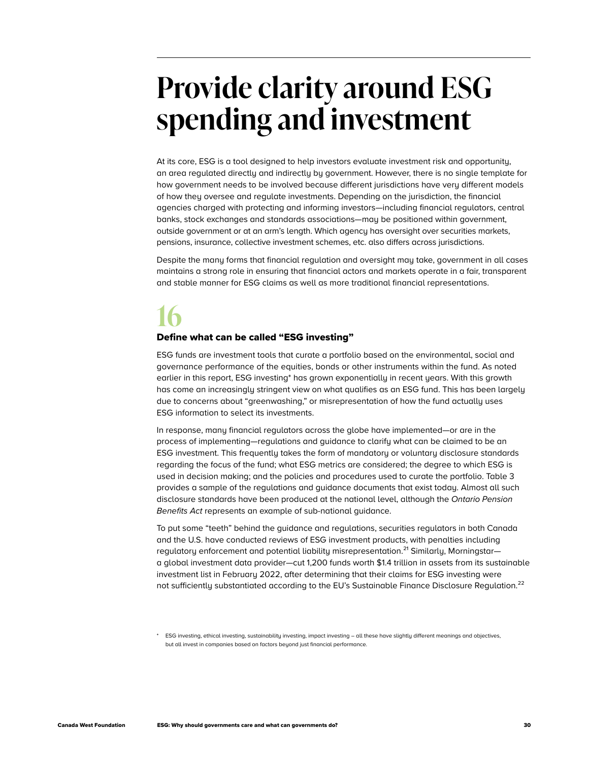# Provide clarity around ESG spending and investment

At its core, ESG is a tool designed to help investors evaluate investment risk and opportunity, an area regulated directly and indirectly by government. However, there is no single template for how government needs to be involved because different jurisdictions have very different models of how they oversee and regulate investments. Depending on the jurisdiction, the financial agencies charged with protecting and informing investors—including financial regulators, central banks, stock exchanges and standards associations—may be positioned within government, outside government or at an arm's length. Which agency has oversight over securities markets, pensions, insurance, collective investment schemes, etc. also differs across jurisdictions.

Despite the many forms that financial regulation and oversight may take, government in all cases maintains a strong role in ensuring that financial actors and markets operate in a fair, transparent and stable manner for ESG claims as well as more traditional financial representations.

## 16

### Define what can be called "ESG investing"

ESG funds are investment tools that curate a portfolio based on the environmental, social and governance performance of the equities, bonds or other instruments within the fund. As noted earlier in this report, ESG investing* has grown exponentially in recent years. With this growth has come an increasingly stringent view on what qualifies as an ESG fund. This has been largely due to concerns about "greenwashing," or misrepresentation of how the fund actually uses ESG information to select its investments.

In response, many financial regulators across the globe have implemented—or are in the process of implementing—regulations and guidance to clarify what can be claimed to be an ESG investment. This frequently takes the form of mandatory or voluntary disclosure standards regarding the focus of the fund; what ESG metrics are considered; the degree to which ESG is used in decision making; and the policies and procedures used to curate the portfolio. Table 3 provides a sample of the regulations and guidance documents that exist today. Almost all such disclosure standards have been produced at the national level, although the *Ontario Pension Benefits Act* represents an example of sub-national guidance.

To put some "teeth" behind the guidance and regulations, securities regulators in both Canada and the U.S. have conducted reviews of ESG investment products, with penalties including regulatory enforcement and potential liability misrepresentation.[21] Similarly, Morningstar—a global investment data provider—cut 1,200 funds worth $1.4 trillion in assets from its sustainable investment list in February 2022, after determining that their claims for ESG investing were not sufficiently substantiated according to the EU's Sustainable Finance Disclosure Regulation.[22]

* ESG investing, ethical investing, sustainability investing, impact investing – all these have slightly different meanings and objectives, but all invest in companies based on factors beyond just financial performance.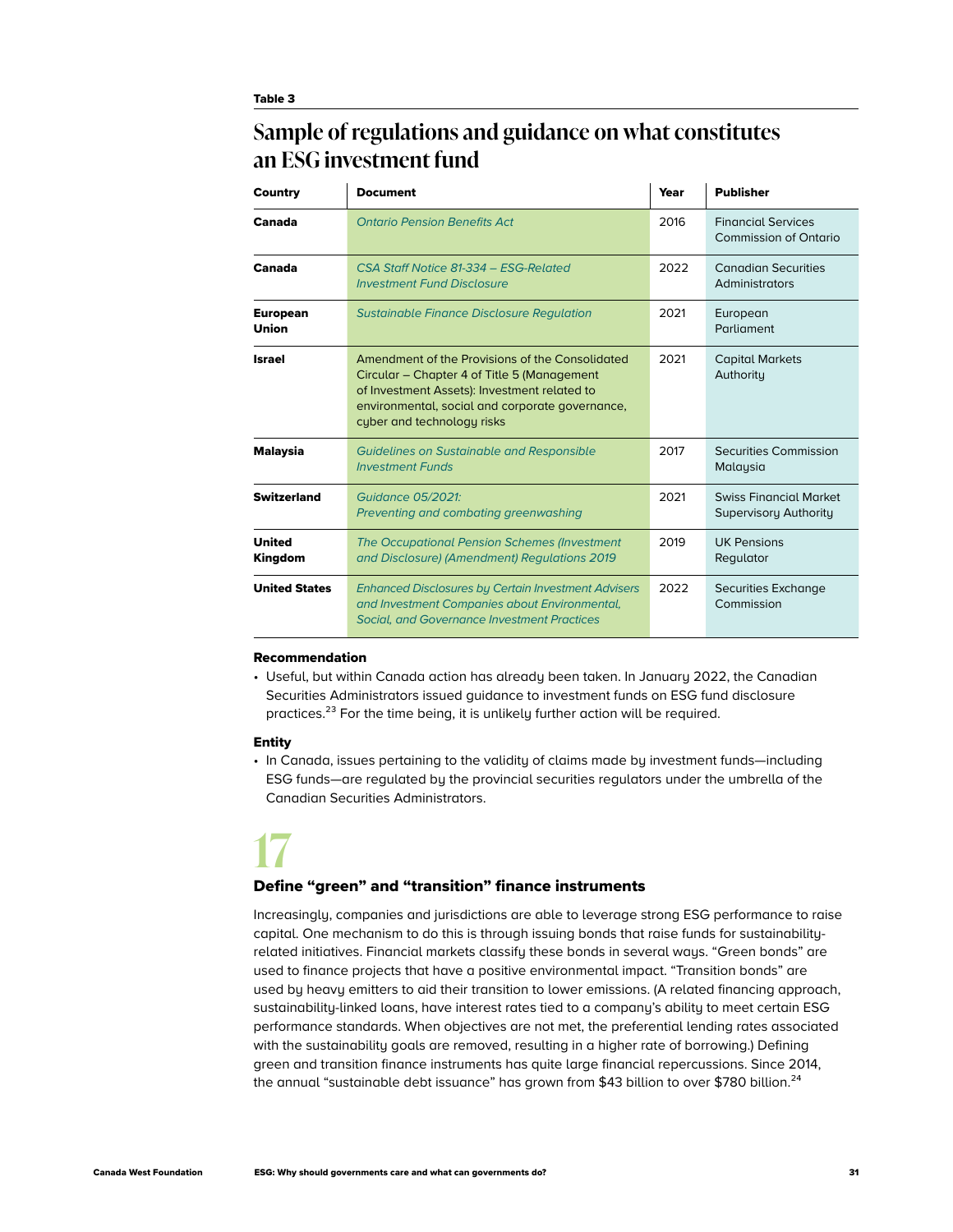Table 3

## Sample of regulations and guidance on what constitutes an ESG investment fund

| Country | Document | Year | Publisher |
|---|---|---|---|
| **Canada** | *Ontario Pension Benefits Act* | 2016 | Financial Services Commission of Ontario |
| **Canada** | *CSA Staff Notice 81-334 – ESG-Related Investment Fund Disclosure* | 2022 | Canadian Securities Administrators |
| **European Union** | *Sustainable Finance Disclosure Regulation* | 2021 | European Parliament |
| **Israel** | Amendment of the Provisions of the Consolidated Circular – Chapter 4 of Title 5 (Management of Investment Assets): Investment related to environmental, social and corporate governance, cyber and technology risks | 2021 | Capital Markets Authority |
| **Malaysia** | *Guidelines on Sustainable and Responsible Investment Funds* | 2017 | Securities Commission Malaysia |
| **Switzerland** | *Guidance 05/2021: Preventing and combating greenwashing* | 2021 | Swiss Financial Market Supervisory Authority |
| **United Kingdom** | *The Occupational Pension Schemes (Investment and Disclosure) (Amendment) Regulations 2019* | 2019 | UK Pensions Regulator |
| **United States** | *Enhanced Disclosures by Certain Investment Advisers and Investment Companies about Environmental, Social, and Governance Investment Practices* | 2022 | Securities Exchange Commission |

#### Recommendation

- Useful, but within Canada action has already been taken. In January 2022, the Canadian Securities Administrators issued guidance to investment funds on ESG fund disclosure practices.[23] For the time being, it is unlikely further action will be required.

#### Entity

- In Canada, issues pertaining to the validity of claims made by investment funds—including ESG funds—are regulated by the provincial securities regulators under the umbrella of the Canadian Securities Administrators.

# 17

### Define "green" and "transition" finance instruments

Increasingly, companies and jurisdictions are able to leverage strong ESG performance to raise capital. One mechanism to do this is through issuing bonds that raise funds for sustainability-related initiatives. Financial markets classify these bonds in several ways. "Green bonds" are used to finance projects that have a positive environmental impact. "Transition bonds" are used by heavy emitters to aid their transition to lower emissions. (A related financing approach, sustainability-linked loans, have interest rates tied to a company's ability to meet certain ESG performance standards. When objectives are not met, the preferential lending rates associated with the sustainability goals are removed, resulting in a higher rate of borrowing.) Defining green and transition finance instruments has quite large financial repercussions. Since 2014, the annual "sustainable debt issuance" has grown from $43 billion to over $780 billion.[24]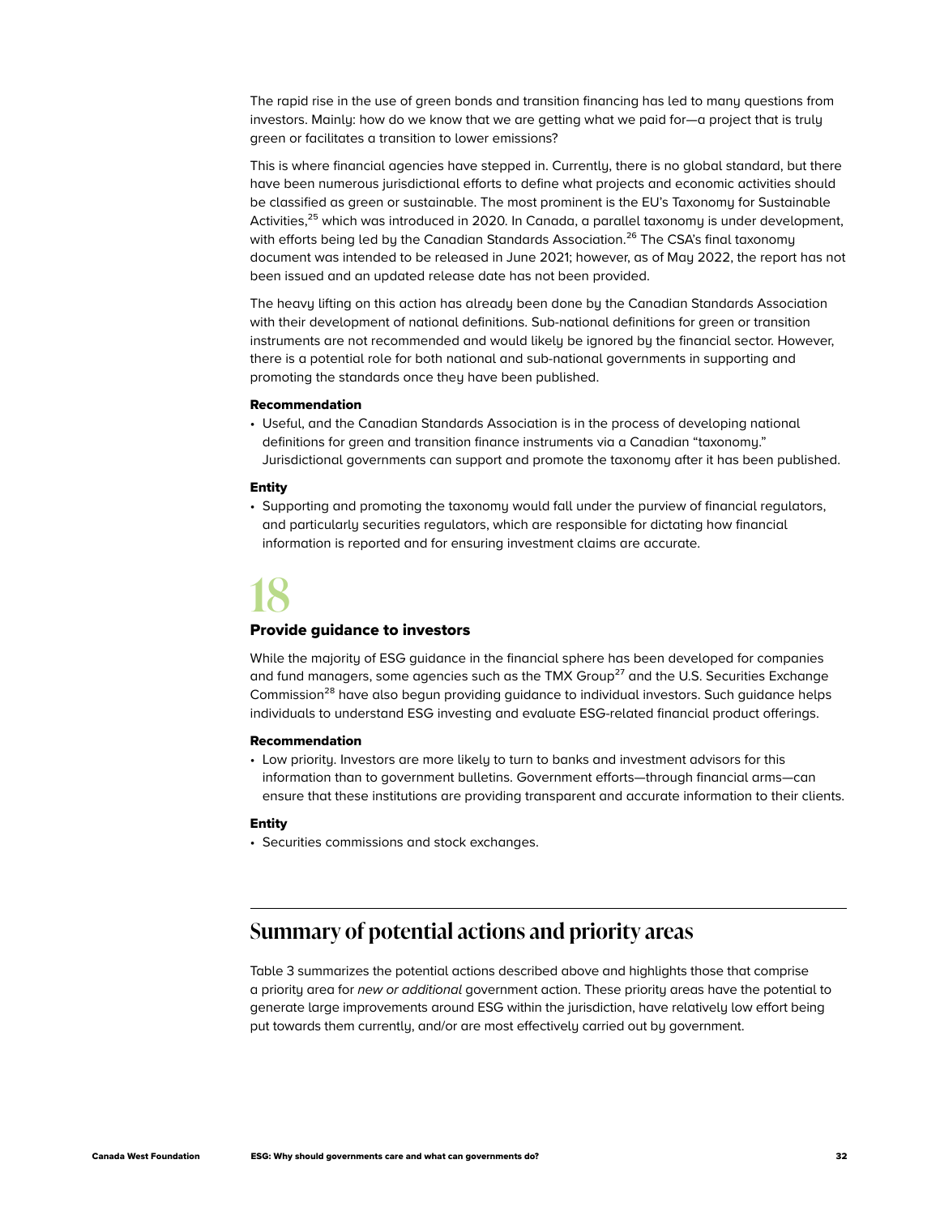The rapid rise in the use of green bonds and transition financing has led to many questions from investors. Mainly: how do we know that we are getting what we paid for—a project that is truly green or facilitates a transition to lower emissions?

This is where financial agencies have stepped in. Currently, there is no global standard, but there have been numerous jurisdictional efforts to define what projects and economic activities should be classified as green or sustainable. The most prominent is the EU's Taxonomy for Sustainable Activities,[25] which was introduced in 2020. In Canada, a parallel taxonomy is under development, with efforts being led by the Canadian Standards Association.[26] The CSA's final taxonomy document was intended to be released in June 2021; however, as of May 2022, the report has not been issued and an updated release date has not been provided.

The heavy lifting on this action has already been done by the Canadian Standards Association with their development of national definitions. Sub-national definitions for green or transition instruments are not recommended and would likely be ignored by the financial sector. However, there is a potential role for both national and sub-national governments in supporting and promoting the standards once they have been published.

#### Recommendation

- Useful, and the Canadian Standards Association is in the process of developing national definitions for green and transition finance instruments via a Canadian "taxonomy." Jurisdictional governments can support and promote the taxonomy after it has been published.

#### Entity

- Supporting and promoting the taxonomy would fall under the purview of financial regulators, and particularly securities regulators, which are responsible for dictating how financial information is reported and for ensuring investment claims are accurate.

# 18

### Provide guidance to investors

While the majority of ESG guidance in the financial sphere has been developed for companies and fund managers, some agencies such as the TMX Group[27] and the U.S. Securities Exchange Commission[28] have also begun providing guidance to individual investors. Such guidance helps individuals to understand ESG investing and evaluate ESG-related financial product offerings.

#### Recommendation

- Low priority. Investors are more likely to turn to banks and investment advisors for this information than to government bulletins. Government efforts—through financial arms—can ensure that these institutions are providing transparent and accurate information to their clients.

#### Entity

- Securities commissions and stock exchanges.

## Summary of potential actions and priority areas

Table 3 summarizes the potential actions described above and highlights those that comprise a priority area for *new or additional* government action. These priority areas have the potential to generate large improvements around ESG within the jurisdiction, have relatively low effort being put towards them currently, and/or are most effectively carried out by government.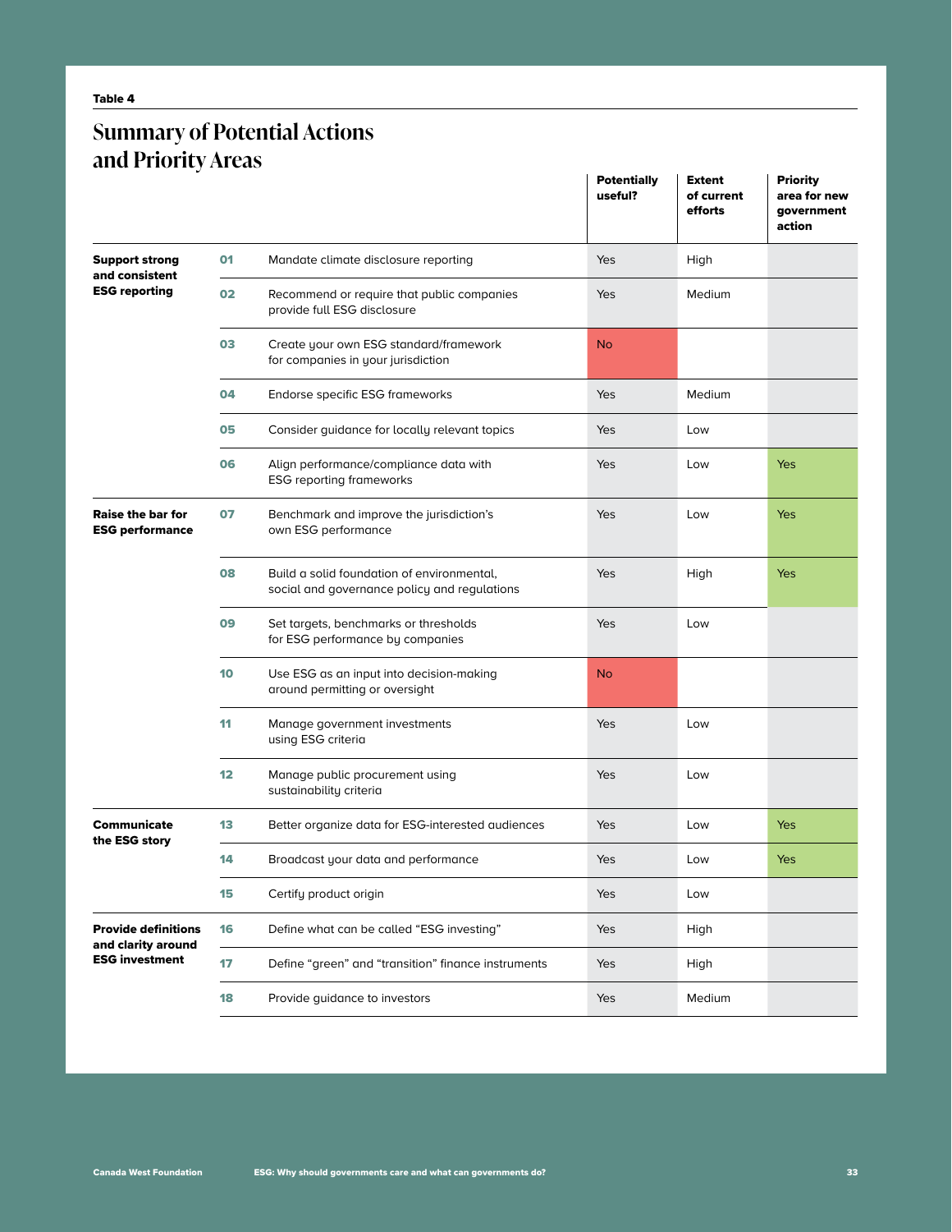**Table 4**

## Summary of Potential Actions and Priority Areas

| | | | Potentially useful? | Extent of current efforts | Priority area for new government action |
|---|---|---|---|---|---|
| **Support strong and consistent ESG reporting** | **01** | Mandate climate disclosure reporting | Yes | High | |
| | **02** | Recommend or require that public companies provide full ESG disclosure | Yes | Medium | |
| | **03** | Create your own ESG standard/framework for companies in your jurisdiction | No | | |
| | **04** | Endorse specific ESG frameworks | Yes | Medium | |
| | **05** | Consider guidance for locally relevant topics | Yes | Low | |
| | **06** | Align performance/compliance data with ESG reporting frameworks | Yes | Low | Yes |
| **Raise the bar for ESG performance** | **07** | Benchmark and improve the jurisdiction's own ESG performance | Yes | Low | Yes |
| | **08** | Build a solid foundation of environmental, social and governance policy and regulations | Yes | High | Yes |
| | **09** | Set targets, benchmarks or thresholds for ESG performance by companies | Yes | Low | |
| | **10** | Use ESG as an input into decision-making around permitting or oversight | No | | |
| | **11** | Manage government investments using ESG criteria | Yes | Low | |
| | **12** | Manage public procurement using sustainability criteria | Yes | Low | |
| **Communicate the ESG story** | **13** | Better organize data for ESG-interested audiences | Yes | Low | Yes |
| | **14** | Broadcast your data and performance | Yes | Low | Yes |
| | **15** | Certify product origin | Yes | Low | |
| **Provide definitions and clarity around ESG investment** | **16** | Define what can be called "ESG investing" | Yes | High | |
| | **17** | Define "green" and "transition" finance instruments | Yes | High | |
| | **18** | Provide guidance to investors | Yes | Medium | |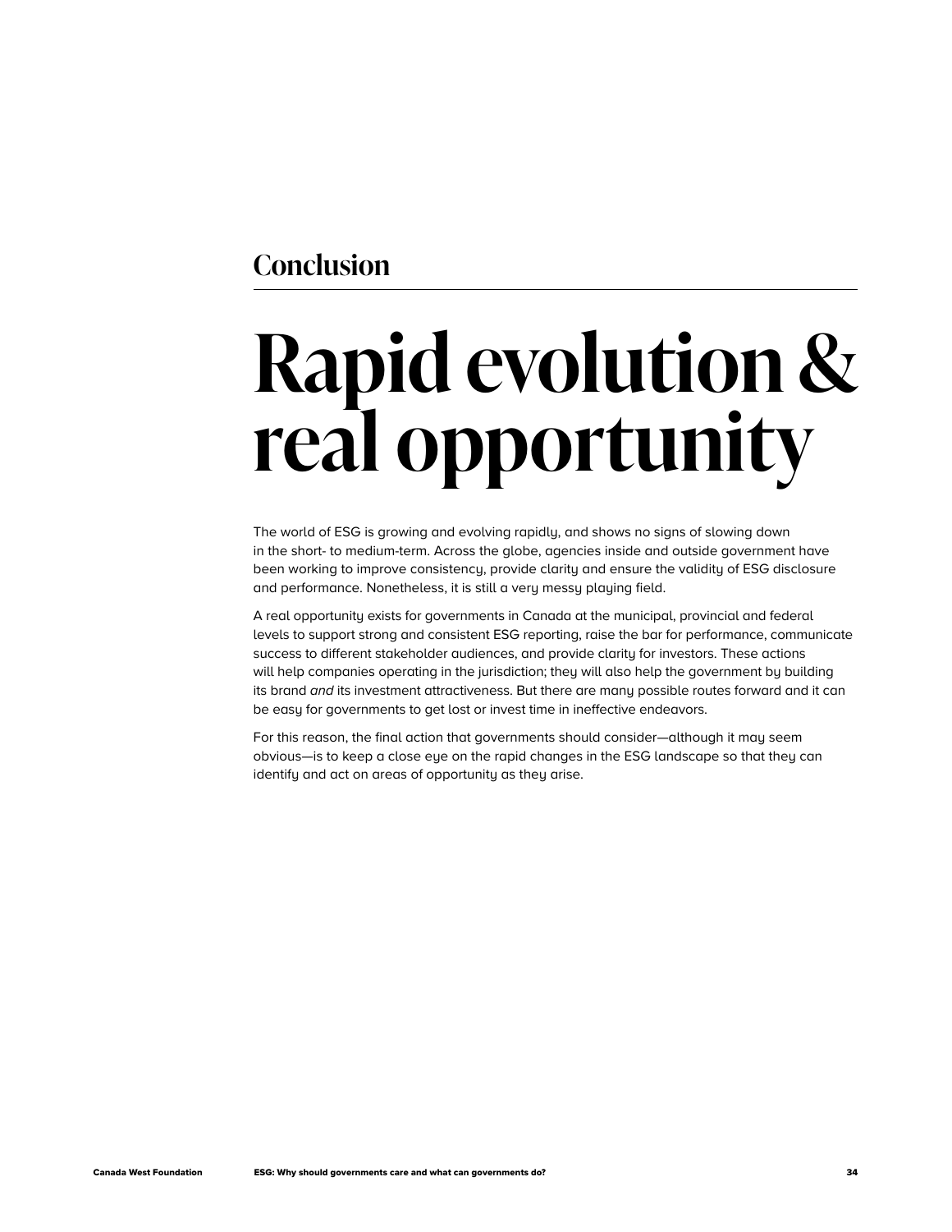## Conclusion

# Rapid evolution & real opportunity

The world of ESG is growing and evolving rapidly, and shows no signs of slowing down in the short- to medium-term. Across the globe, agencies inside and outside government have been working to improve consistency, provide clarity and ensure the validity of ESG disclosure and performance. Nonetheless, it is still a very messy playing field.

A real opportunity exists for governments in Canada at the municipal, provincial and federal levels to support strong and consistent ESG reporting, raise the bar for performance, communicate success to different stakeholder audiences, and provide clarity for investors. These actions will help companies operating in the jurisdiction; they will also help the government by building its brand *and* its investment attractiveness. But there are many possible routes forward and it can be easy for governments to get lost or invest time in ineffective endeavors.

For this reason, the final action that governments should consider—although it may seem obvious—is to keep a close eye on the rapid changes in the ESG landscape so that they can identify and act on areas of opportunity as they arise.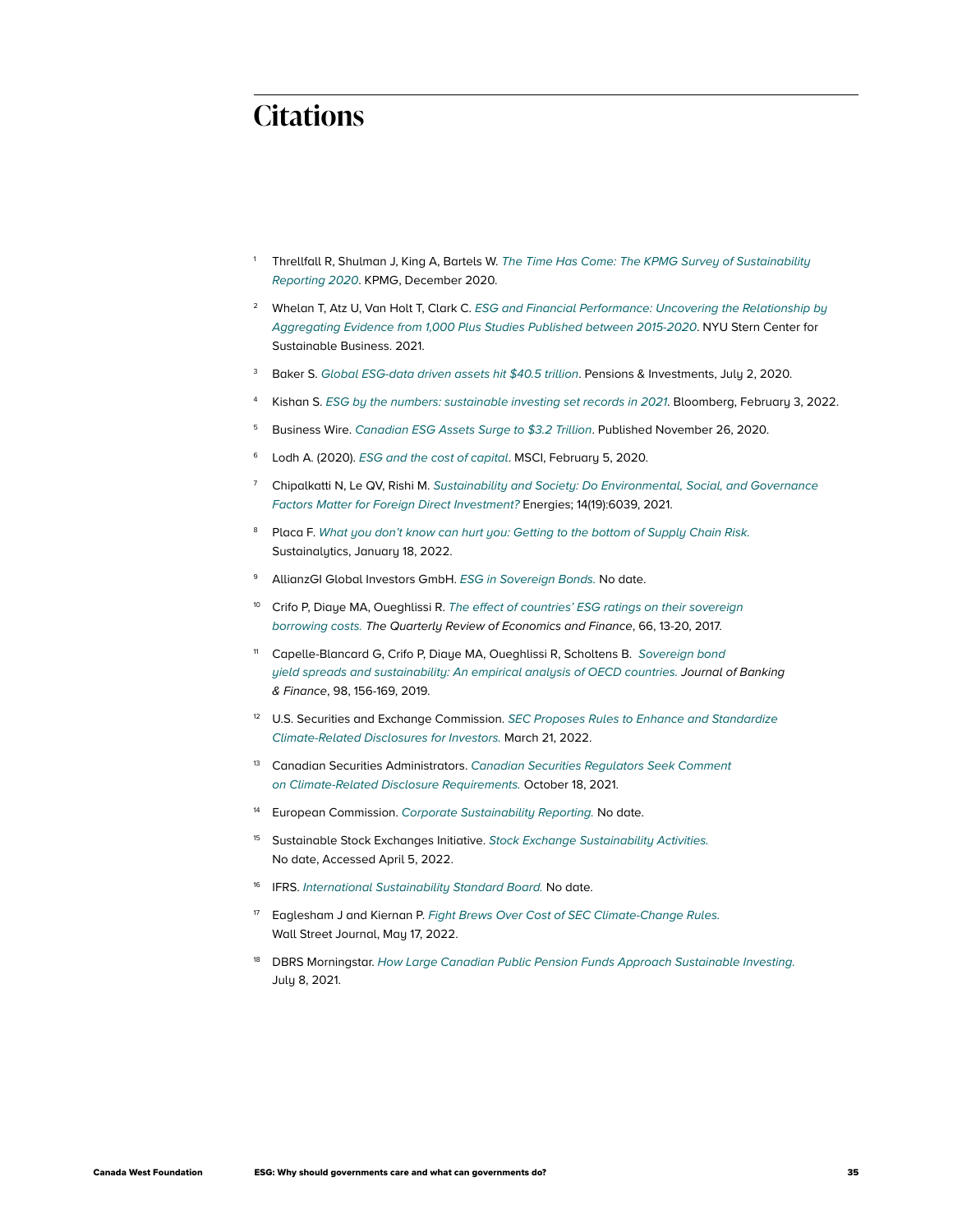# Citations

1. Threllfall R, Shulman J, King A, Bartels W. *The Time Has Come: The KPMG Survey of Sustainability Reporting 2020*. KPMG, December 2020.
2. Whelan T, Atz U, Van Holt T, Clark C. *ESG and Financial Performance: Uncovering the Relationship by Aggregating Evidence from 1,000 Plus Studies Published between 2015-2020*. NYU Stern Center for Sustainable Business. 2021.
3. Baker S. *Global ESG-data driven assets hit $40.5 trillion*. Pensions & Investments, July 2, 2020.
4. Kishan S. *ESG by the numbers: sustainable investing set records in 2021.* Bloomberg, February 3, 2022.
5. Business Wire. *Canadian ESG Assets Surge to $3.2 Trillion*. Published November 26, 2020.
6. Lodh A. (2020). *ESG and the cost of capital*. MSCI, February 5, 2020.
7. Chipalkatti N, Le QV, Rishi M. *Sustainability and Society: Do Environmental, Social, and Governance Factors Matter for Foreign Direct Investment?* Energies; 14(19):6039, 2021.
8. Placa F. *What you don't know can hurt you: Getting to the bottom of Supply Chain Risk.* Sustainalytics, January 18, 2022.
9. AllianzGI Global Investors GmbH. *ESG in Sovereign Bonds.* No date.
10. Crifo P, Diaye MA, Oueghlissi R. *The effect of countries' ESG ratings on their sovereign borrowing costs. The Quarterly Review of Economics and Finance*, 66, 13-20, 2017.
11. Capelle-Blancard G, Crifo P, Diaye MA, Oueghlissi R, Scholtens B. *Sovereign bond yield spreads and sustainability: An empirical analysis of OECD countries. Journal of Banking & Finance*, 98, 156-169, 2019.
12. U.S. Securities and Exchange Commission. *SEC Proposes Rules to Enhance and Standardize Climate-Related Disclosures for Investors.* March 21, 2022.
13. Canadian Securities Administrators. *Canadian Securities Regulators Seek Comment on Climate-Related Disclosure Requirements.* October 18, 2021.
14. European Commission. *Corporate Sustainability Reporting.* No date.
15. Sustainable Stock Exchanges Initiative. *Stock Exchange Sustainability Activities.* No date, Accessed April 5, 2022.
16. IFRS. *International Sustainability Standard Board.* No date.
17. Eaglesham J and Kiernan P. *Fight Brews Over Cost of SEC Climate-Change Rules.* Wall Street Journal, May 17, 2022.
18. DBRS Morningstar. *How Large Canadian Public Pension Funds Approach Sustainable Investing.* July 8, 2021.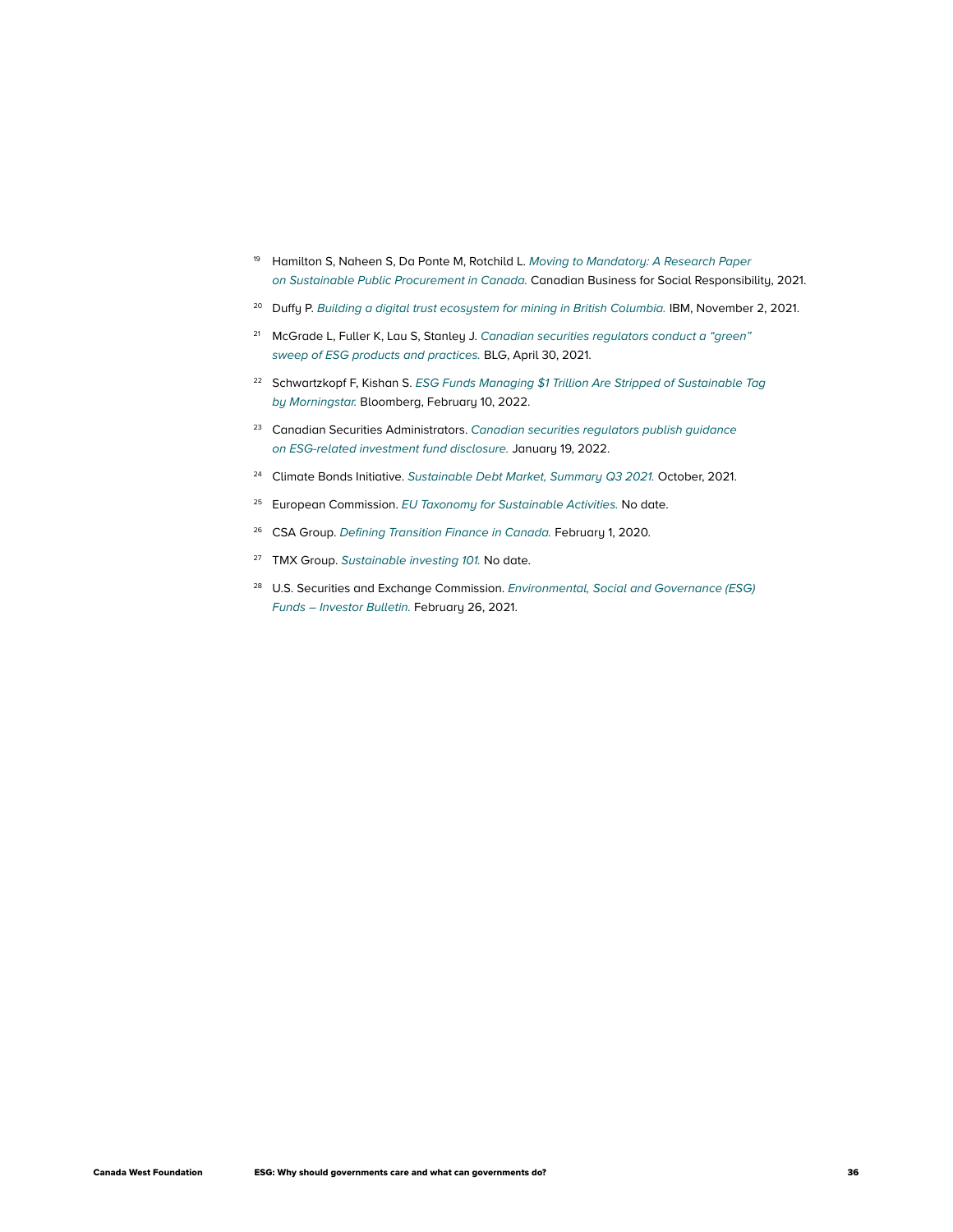[19] Hamilton S, Naheen S, Da Ponte M, Rotchild L. *Moving to Mandatory: A Research Paper on Sustainable Public Procurement in Canada.* Canadian Business for Social Responsibility, 2021.

[20] Duffy P. *Building a digital trust ecosystem for mining in British Columbia.* IBM, November 2, 2021.

[21] McGrade L, Fuller K, Lau S, Stanley J. *Canadian securities regulators conduct a "green" sweep of ESG products and practices.* BLG, April 30, 2021.

[22] Schwartzkopf F, Kishan S. *ESG Funds Managing $1 Trillion Are Stripped of Sustainable Tag by Morningstar.* Bloomberg, February 10, 2022.

[23] Canadian Securities Administrators. *Canadian securities regulators publish guidance on ESG-related investment fund disclosure.* January 19, 2022.

[24] Climate Bonds Initiative. *Sustainable Debt Market, Summary Q3 2021.* October, 2021.

[25] European Commission. *EU Taxonomy for Sustainable Activities.* No date.

[26] CSA Group. *Defining Transition Finance in Canada.* February 1, 2020.

[27] TMX Group. *Sustainable investing 101.* No date.

[28] U.S. Securities and Exchange Commission. *Environmental, Social and Governance (ESG) Funds – Investor Bulletin.* February 26, 2021.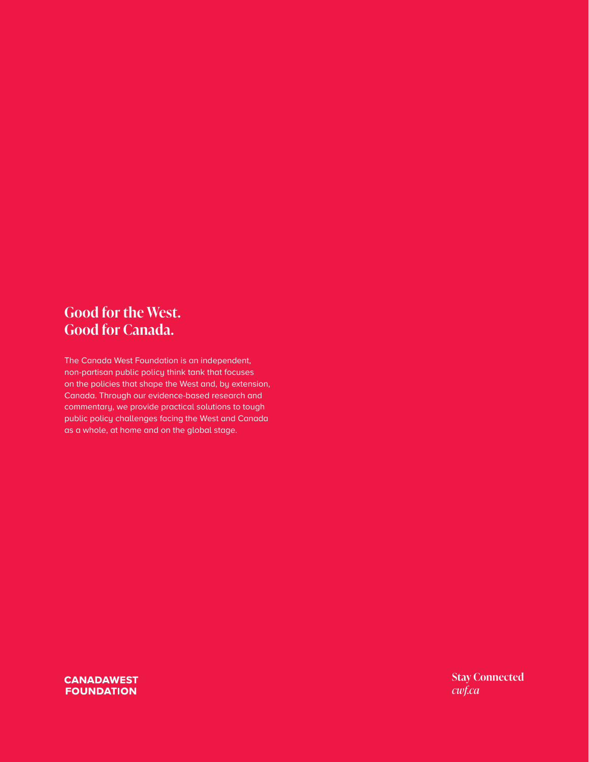## Good for the West.
## Good for Canada.

The Canada West Foundation is an independent, non-partisan public policy think tank that focuses on the policies that shape the West and, by extension, Canada. Through our evidence-based research and commentary, we provide practical solutions to tough public policy challenges facing the West and Canada as a whole, at home and on the global stage.

**CANADAWEST FOUNDATION**

**Stay Connected**
*cwf.ca*